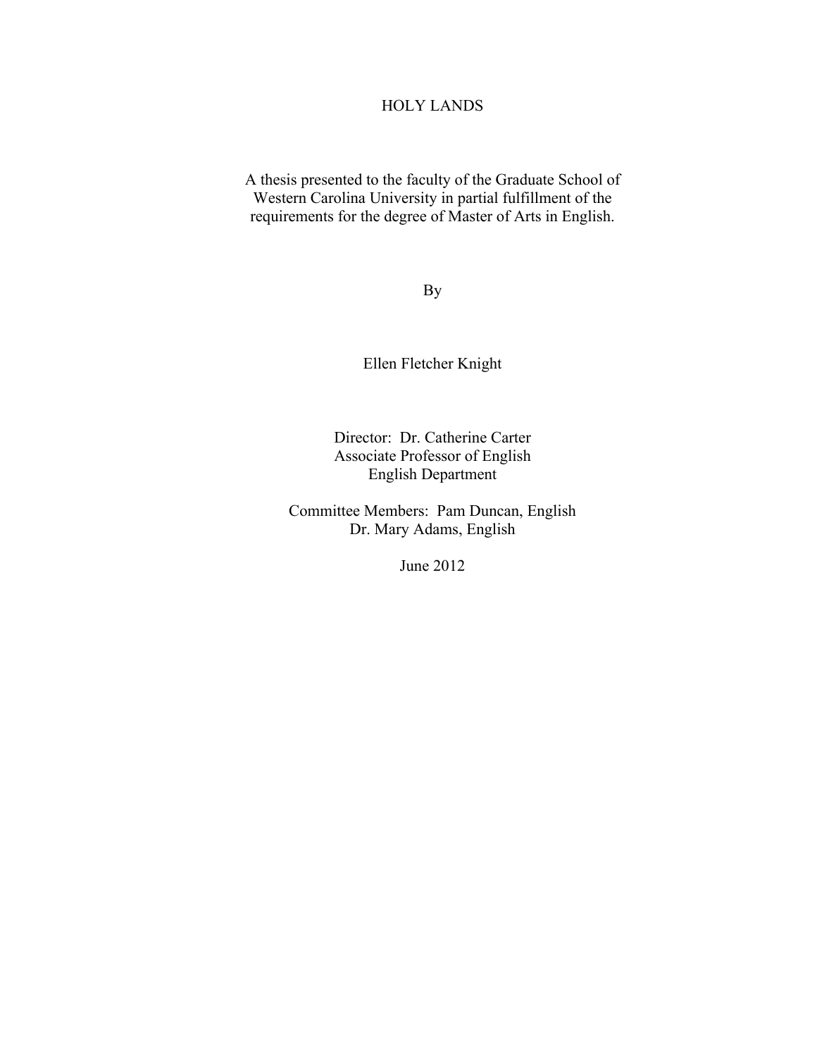# HOLY LANDS

A thesis presented to the faculty of the Graduate School of Western Carolina University in partial fulfillment of the requirements for the degree of Master of Arts in English.

By

Ellen Fletcher Knight

Director: Dr. Catherine Carter
Associate Professor of English
English Department

Committee Members: Pam Duncan, English
Dr. Mary Adams, English

June 2012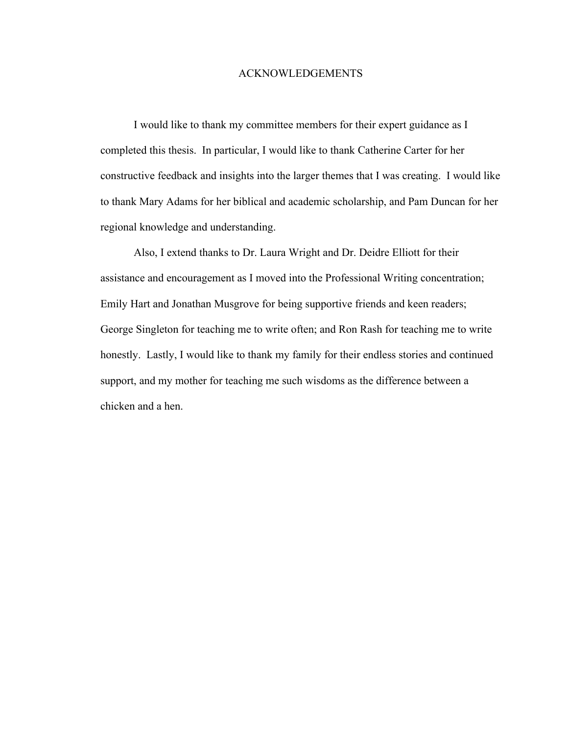# ACKNOWLEDGEMENTS

I would like to thank my committee members for their expert guidance as I completed this thesis. In particular, I would like to thank Catherine Carter for her constructive feedback and insights into the larger themes that I was creating. I would like to thank Mary Adams for her biblical and academic scholarship, and Pam Duncan for her regional knowledge and understanding.

Also, I extend thanks to Dr. Laura Wright and Dr. Deidre Elliott for their assistance and encouragement as I moved into the Professional Writing concentration; Emily Hart and Jonathan Musgrove for being supportive friends and keen readers; George Singleton for teaching me to write often; and Ron Rash for teaching me to write honestly. Lastly, I would like to thank my family for their endless stories and continued support, and my mother for teaching me such wisdoms as the difference between a chicken and a hen.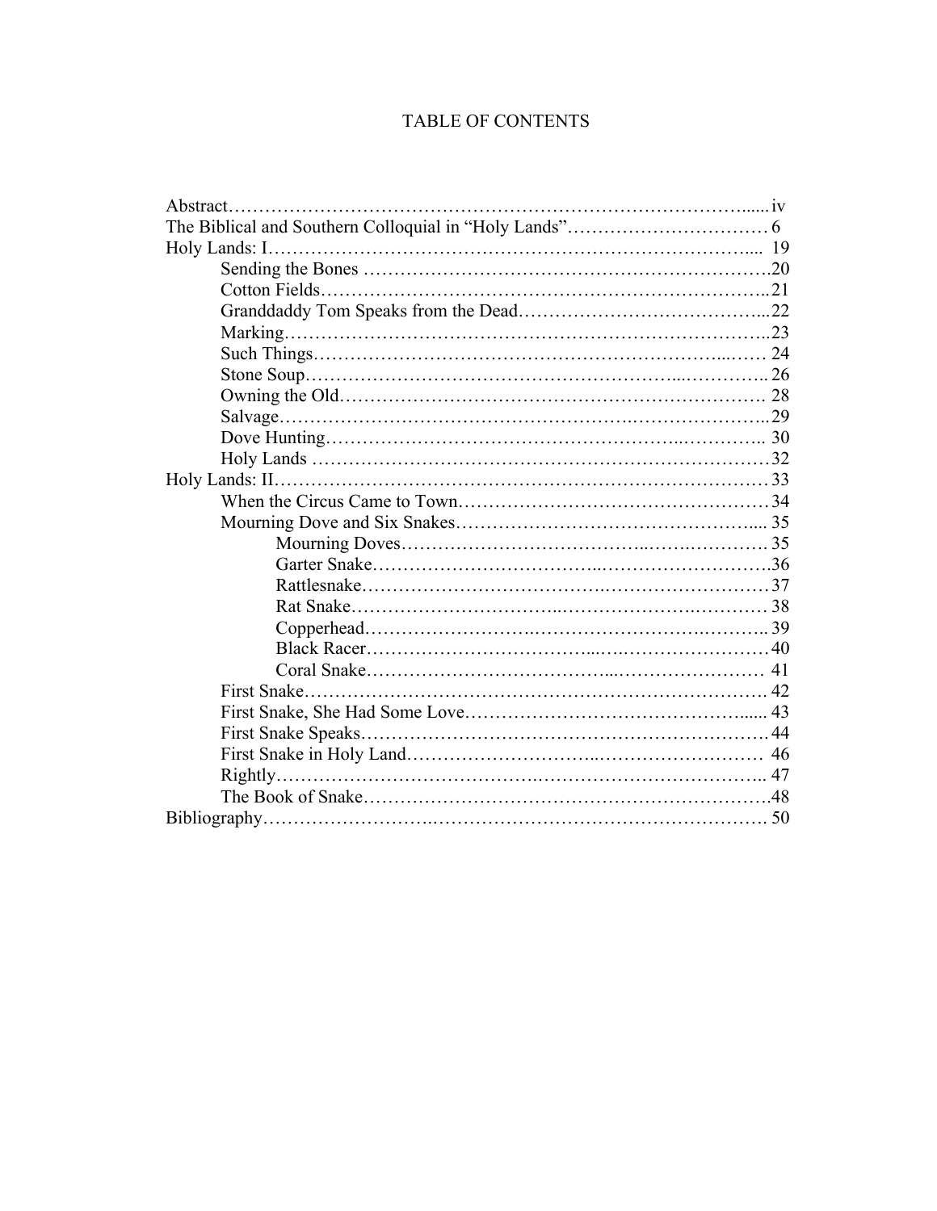# TABLE OF CONTENTS

- Abstract ........ iv
- The Biblical and Southern Colloquial in "Holy Lands" ........ 6
- Holy Lands: I ........ 19
  - Sending the Bones ........ 20
  - Cotton Fields ........ 21
  - Granddaddy Tom Speaks from the Dead ........ 22
  - Marking ........ 23
  - Such Things ........ 24
  - Stone Soup ........ 26
  - Owning the Old ........ 28
  - Salvage ........ 29
  - Dove Hunting ........ 30
  - Holy Lands ........ 32
- Holy Lands: II ........ 33
  - When the Circus Came to Town ........ 34
  - Mourning Dove and Six Snakes ........ 35
    - Mourning Doves ........ 35
    - Garter Snake ........ 36
    - Rattlesnake ........ 37
    - Rat Snake ........ 38
    - Copperhead ........ 39
    - Black Racer ........ 40
    - Coral Snake ........ 41
  - First Snake ........ 42
  - First Snake, She Had Some Love ........ 43
  - First Snake Speaks ........ 44
  - First Snake in Holy Land ........ 46
  - Rightly ........ 47
  - The Book of Snake ........ 48
- Bibliography ........ 50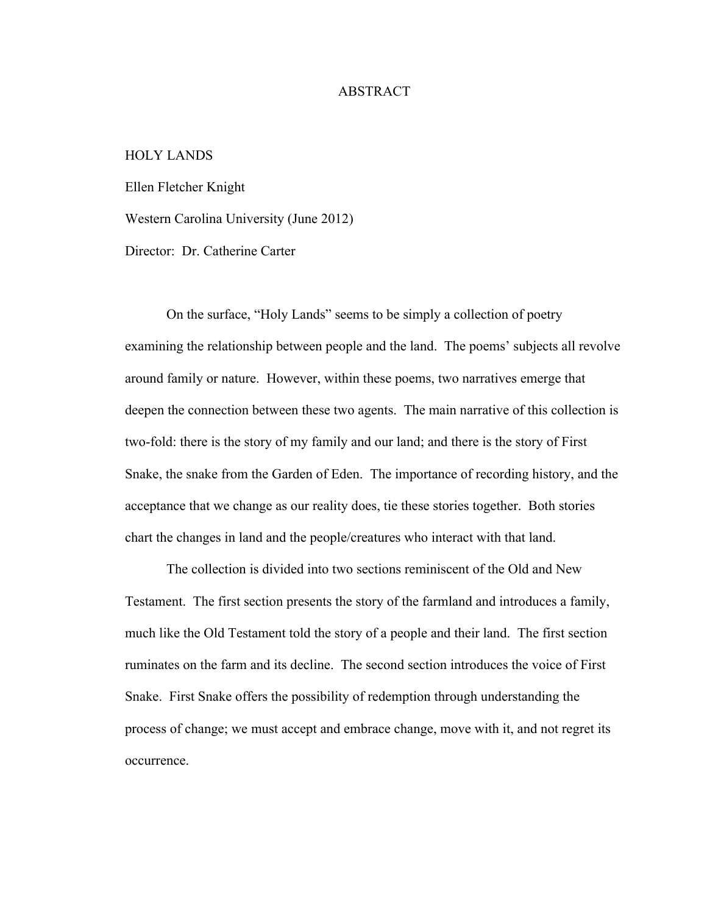# ABSTRACT

HOLY LANDS

Ellen Fletcher Knight

Western Carolina University (June 2012)

Director: Dr. Catherine Carter

On the surface, "Holy Lands" seems to be simply a collection of poetry examining the relationship between people and the land. The poems' subjects all revolve around family or nature. However, within these poems, two narratives emerge that deepen the connection between these two agents. The main narrative of this collection is two-fold: there is the story of my family and our land; and there is the story of First Snake, the snake from the Garden of Eden. The importance of recording history, and the acceptance that we change as our reality does, tie these stories together. Both stories chart the changes in land and the people/creatures who interact with that land.

The collection is divided into two sections reminiscent of the Old and New Testament. The first section presents the story of the farmland and introduces a family, much like the Old Testament told the story of a people and their land. The first section ruminates on the farm and its decline. The second section introduces the voice of First Snake. First Snake offers the possibility of redemption through understanding the process of change; we must accept and embrace change, move with it, and not regret its occurrence.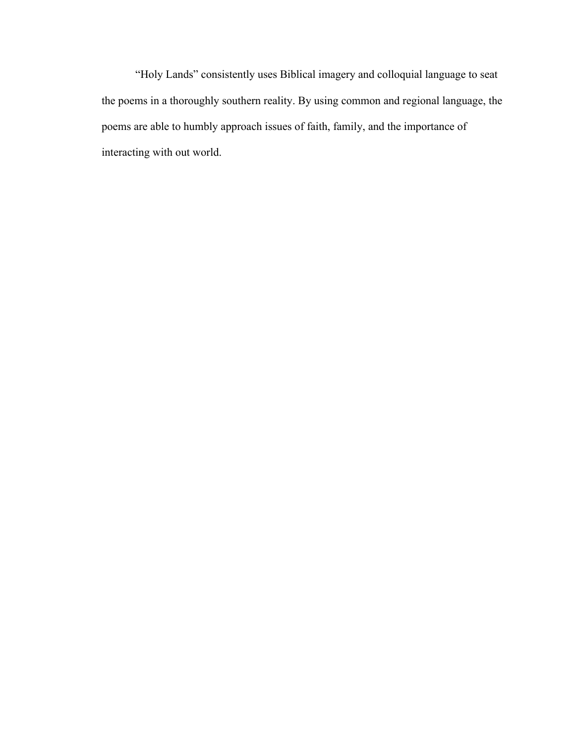"Holy Lands" consistently uses Biblical imagery and colloquial language to seat the poems in a thoroughly southern reality. By using common and regional language, the poems are able to humbly approach issues of faith, family, and the importance of interacting with out world.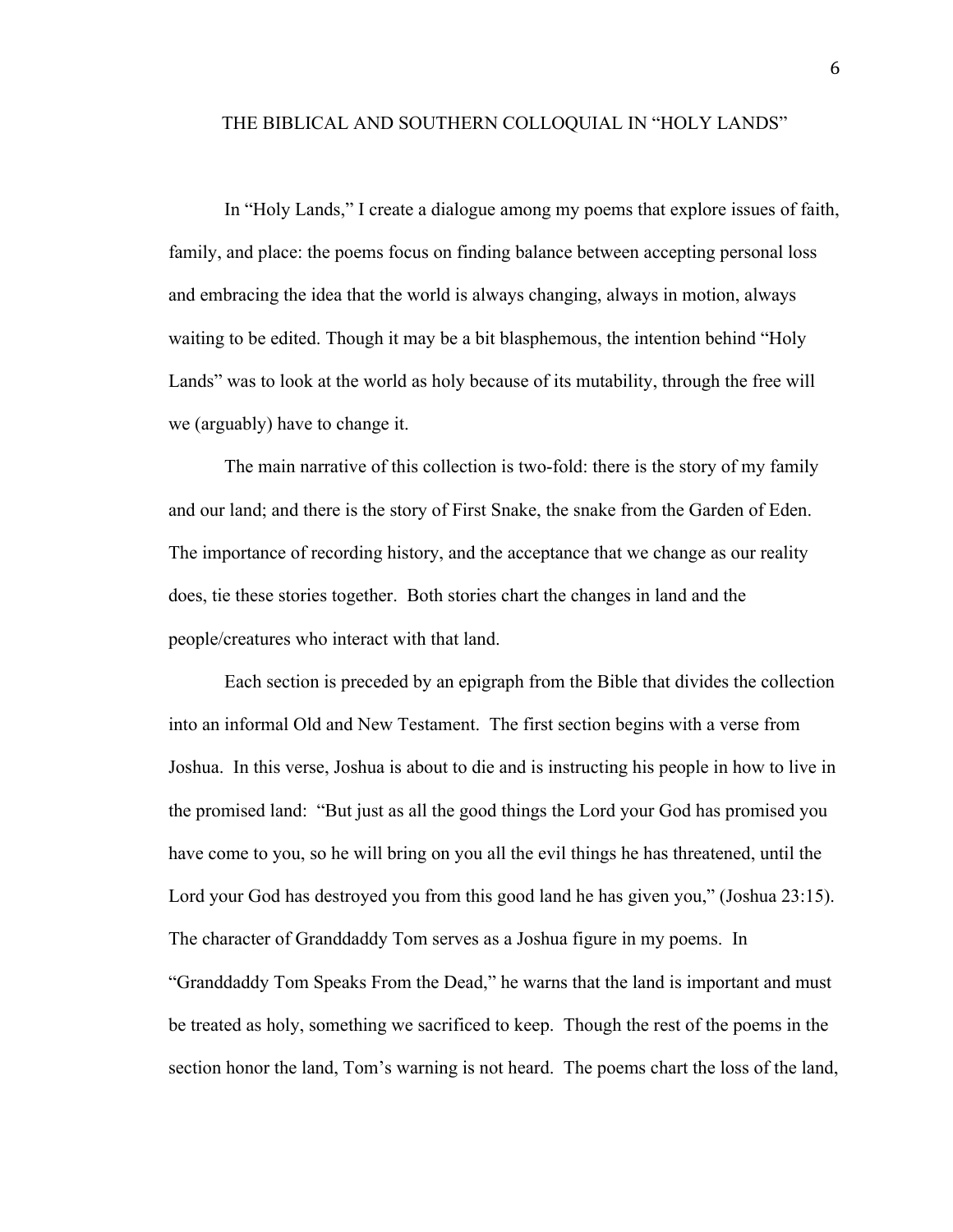# THE BIBLICAL AND SOUTHERN COLLOQUIAL IN "HOLY LANDS"

In "Holy Lands," I create a dialogue among my poems that explore issues of faith, family, and place: the poems focus on finding balance between accepting personal loss and embracing the idea that the world is always changing, always in motion, always waiting to be edited. Though it may be a bit blasphemous, the intention behind "Holy Lands" was to look at the world as holy because of its mutability, through the free will we (arguably) have to change it.

The main narrative of this collection is two-fold: there is the story of my family and our land; and there is the story of First Snake, the snake from the Garden of Eden. The importance of recording history, and the acceptance that we change as our reality does, tie these stories together. Both stories chart the changes in land and the people/creatures who interact with that land.

Each section is preceded by an epigraph from the Bible that divides the collection into an informal Old and New Testament. The first section begins with a verse from Joshua. In this verse, Joshua is about to die and is instructing his people in how to live in the promised land: "But just as all the good things the Lord your God has promised you have come to you, so he will bring on you all the evil things he has threatened, until the Lord your God has destroyed you from this good land he has given you," (Joshua 23:15). The character of Granddaddy Tom serves as a Joshua figure in my poems. In "Granddaddy Tom Speaks From the Dead," he warns that the land is important and must be treated as holy, something we sacrificed to keep. Though the rest of the poems in the section honor the land, Tom's warning is not heard. The poems chart the loss of the land,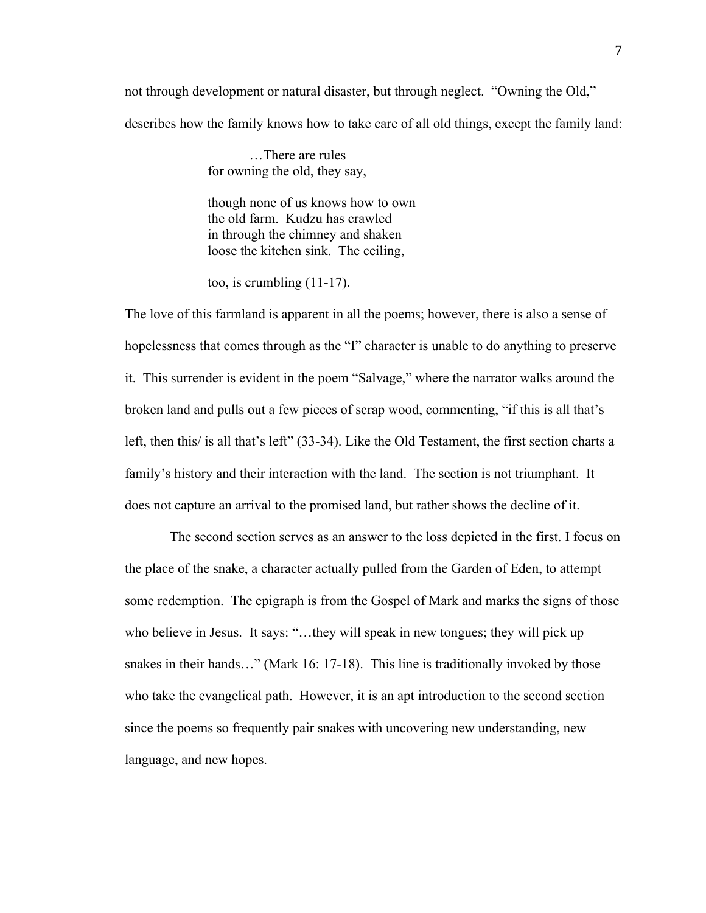not through development or natural disaster, but through neglect. "Owning the Old," describes how the family knows how to take care of all old things, except the family land:

> …There are rules
> for owning the old, they say,
>
> though none of us knows how to own
> the old farm. Kudzu has crawled
> in through the chimney and shaken
> loose the kitchen sink. The ceiling,
>
> too, is crumbling (11-17).

The love of this farmland is apparent in all the poems; however, there is also a sense of hopelessness that comes through as the "I" character is unable to do anything to preserve it. This surrender is evident in the poem "Salvage," where the narrator walks around the broken land and pulls out a few pieces of scrap wood, commenting, "if this is all that's left, then this/ is all that's left" (33-34). Like the Old Testament, the first section charts a family's history and their interaction with the land. The section is not triumphant. It does not capture an arrival to the promised land, but rather shows the decline of it.

The second section serves as an answer to the loss depicted in the first. I focus on the place of the snake, a character actually pulled from the Garden of Eden, to attempt some redemption. The epigraph is from the Gospel of Mark and marks the signs of those who believe in Jesus. It says: "…they will speak in new tongues; they will pick up snakes in their hands…" (Mark 16: 17-18). This line is traditionally invoked by those who take the evangelical path. However, it is an apt introduction to the second section since the poems so frequently pair snakes with uncovering new understanding, new language, and new hopes.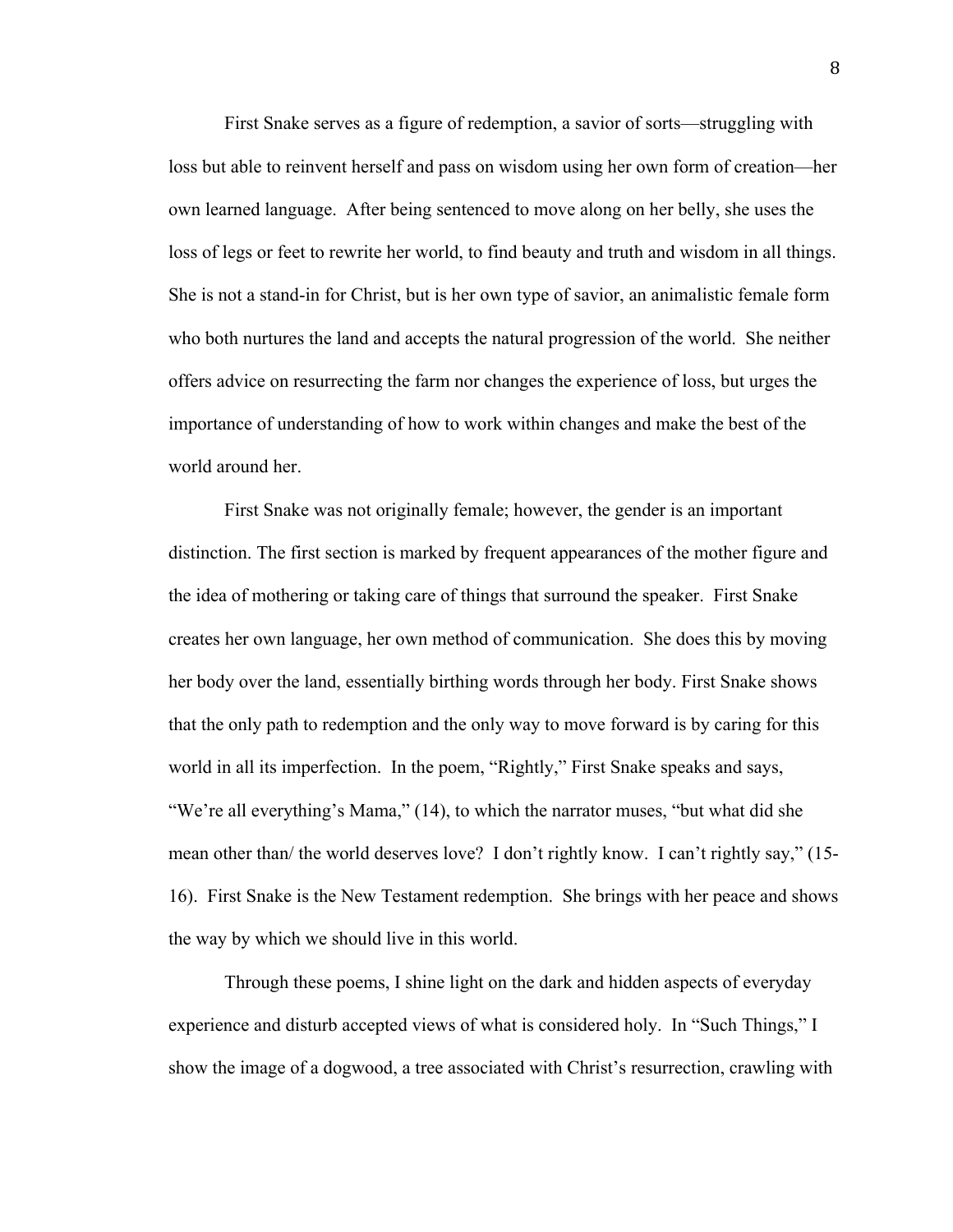First Snake serves as a figure of redemption, a savior of sorts—struggling with loss but able to reinvent herself and pass on wisdom using her own form of creation—her own learned language. After being sentenced to move along on her belly, she uses the loss of legs or feet to rewrite her world, to find beauty and truth and wisdom in all things. She is not a stand-in for Christ, but is her own type of savior, an animalistic female form who both nurtures the land and accepts the natural progression of the world. She neither offers advice on resurrecting the farm nor changes the experience of loss, but urges the importance of understanding of how to work within changes and make the best of the world around her.

First Snake was not originally female; however, the gender is an important distinction. The first section is marked by frequent appearances of the mother figure and the idea of mothering or taking care of things that surround the speaker. First Snake creates her own language, her own method of communication. She does this by moving her body over the land, essentially birthing words through her body. First Snake shows that the only path to redemption and the only way to move forward is by caring for this world in all its imperfection. In the poem, "Rightly," First Snake speaks and says, "We're all everything's Mama," (14), to which the narrator muses, "but what did she mean other than/ the world deserves love? I don't rightly know. I can't rightly say," (15-16). First Snake is the New Testament redemption. She brings with her peace and shows the way by which we should live in this world.

Through these poems, I shine light on the dark and hidden aspects of everyday experience and disturb accepted views of what is considered holy. In "Such Things," I show the image of a dogwood, a tree associated with Christ's resurrection, crawling with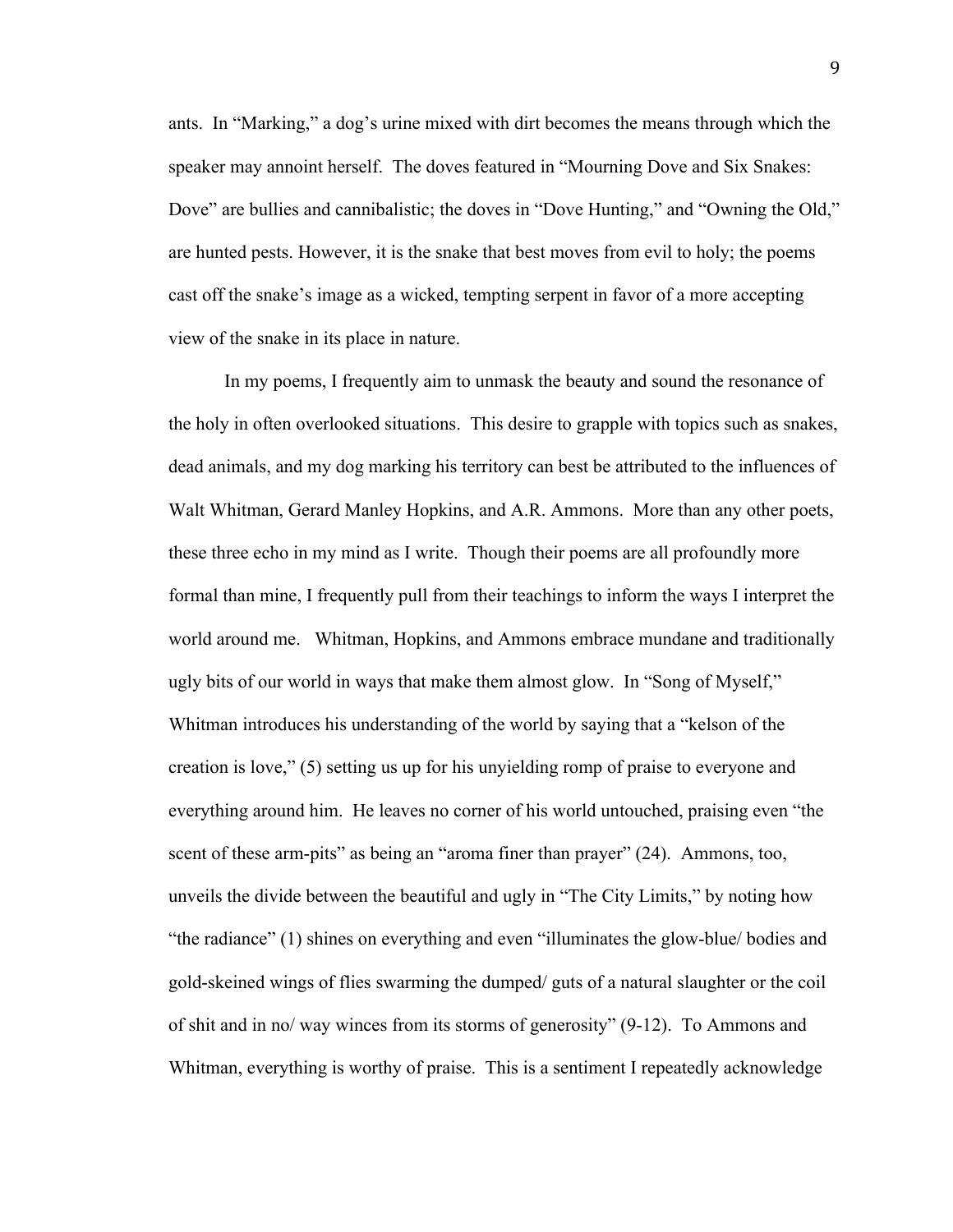ants. In "Marking," a dog's urine mixed with dirt becomes the means through which the speaker may annoint herself. The doves featured in "Mourning Dove and Six Snakes: Dove" are bullies and cannibalistic; the doves in "Dove Hunting," and "Owning the Old," are hunted pests. However, it is the snake that best moves from evil to holy; the poems cast off the snake's image as a wicked, tempting serpent in favor of a more accepting view of the snake in its place in nature.

In my poems, I frequently aim to unmask the beauty and sound the resonance of the holy in often overlooked situations. This desire to grapple with topics such as snakes, dead animals, and my dog marking his territory can best be attributed to the influences of Walt Whitman, Gerard Manley Hopkins, and A.R. Ammons. More than any other poets, these three echo in my mind as I write. Though their poems are all profoundly more formal than mine, I frequently pull from their teachings to inform the ways I interpret the world around me. Whitman, Hopkins, and Ammons embrace mundane and traditionally ugly bits of our world in ways that make them almost glow. In "Song of Myself," Whitman introduces his understanding of the world by saying that a "kelson of the creation is love," (5) setting us up for his unyielding romp of praise to everyone and everything around him. He leaves no corner of his world untouched, praising even "the scent of these arm-pits" as being an "aroma finer than prayer" (24). Ammons, too, unveils the divide between the beautiful and ugly in "The City Limits," by noting how "the radiance" (1) shines on everything and even "illuminates the glow-blue/ bodies and gold-skeined wings of flies swarming the dumped/ guts of a natural slaughter or the coil of shit and in no/ way winces from its storms of generosity" (9-12). To Ammons and Whitman, everything is worthy of praise. This is a sentiment I repeatedly acknowledge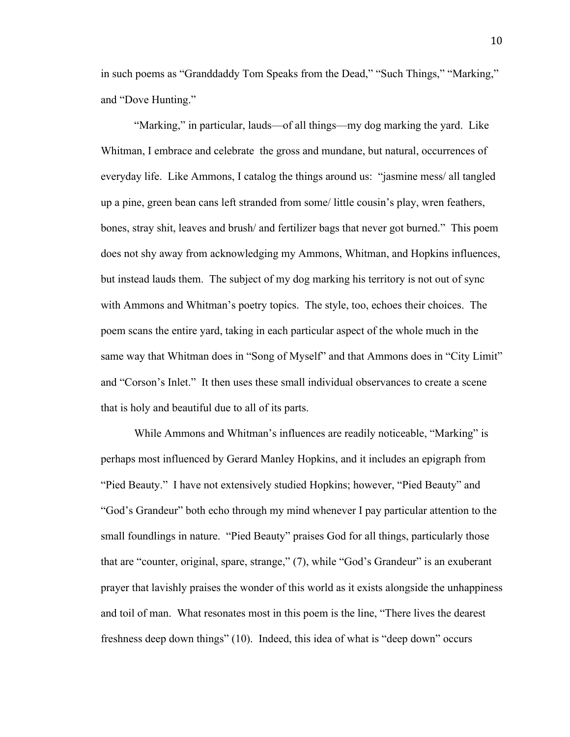in such poems as "Granddaddy Tom Speaks from the Dead," "Such Things," "Marking," and "Dove Hunting."

"Marking," in particular, lauds—of all things—my dog marking the yard. Like Whitman, I embrace and celebrate the gross and mundane, but natural, occurrences of everyday life. Like Ammons, I catalog the things around us: "jasmine mess/ all tangled up a pine, green bean cans left stranded from some/ little cousin's play, wren feathers, bones, stray shit, leaves and brush/ and fertilizer bags that never got burned." This poem does not shy away from acknowledging my Ammons, Whitman, and Hopkins influences, but instead lauds them. The subject of my dog marking his territory is not out of sync with Ammons and Whitman's poetry topics. The style, too, echoes their choices. The poem scans the entire yard, taking in each particular aspect of the whole much in the same way that Whitman does in "Song of Myself" and that Ammons does in "City Limit" and "Corson's Inlet." It then uses these small individual observances to create a scene that is holy and beautiful due to all of its parts.

While Ammons and Whitman's influences are readily noticeable, "Marking" is perhaps most influenced by Gerard Manley Hopkins, and it includes an epigraph from "Pied Beauty." I have not extensively studied Hopkins; however, "Pied Beauty" and "God's Grandeur" both echo through my mind whenever I pay particular attention to the small foundlings in nature. "Pied Beauty" praises God for all things, particularly those that are "counter, original, spare, strange," (7), while "God's Grandeur" is an exuberant prayer that lavishly praises the wonder of this world as it exists alongside the unhappiness and toil of man. What resonates most in this poem is the line, "There lives the dearest freshness deep down things" (10). Indeed, this idea of what is "deep down" occurs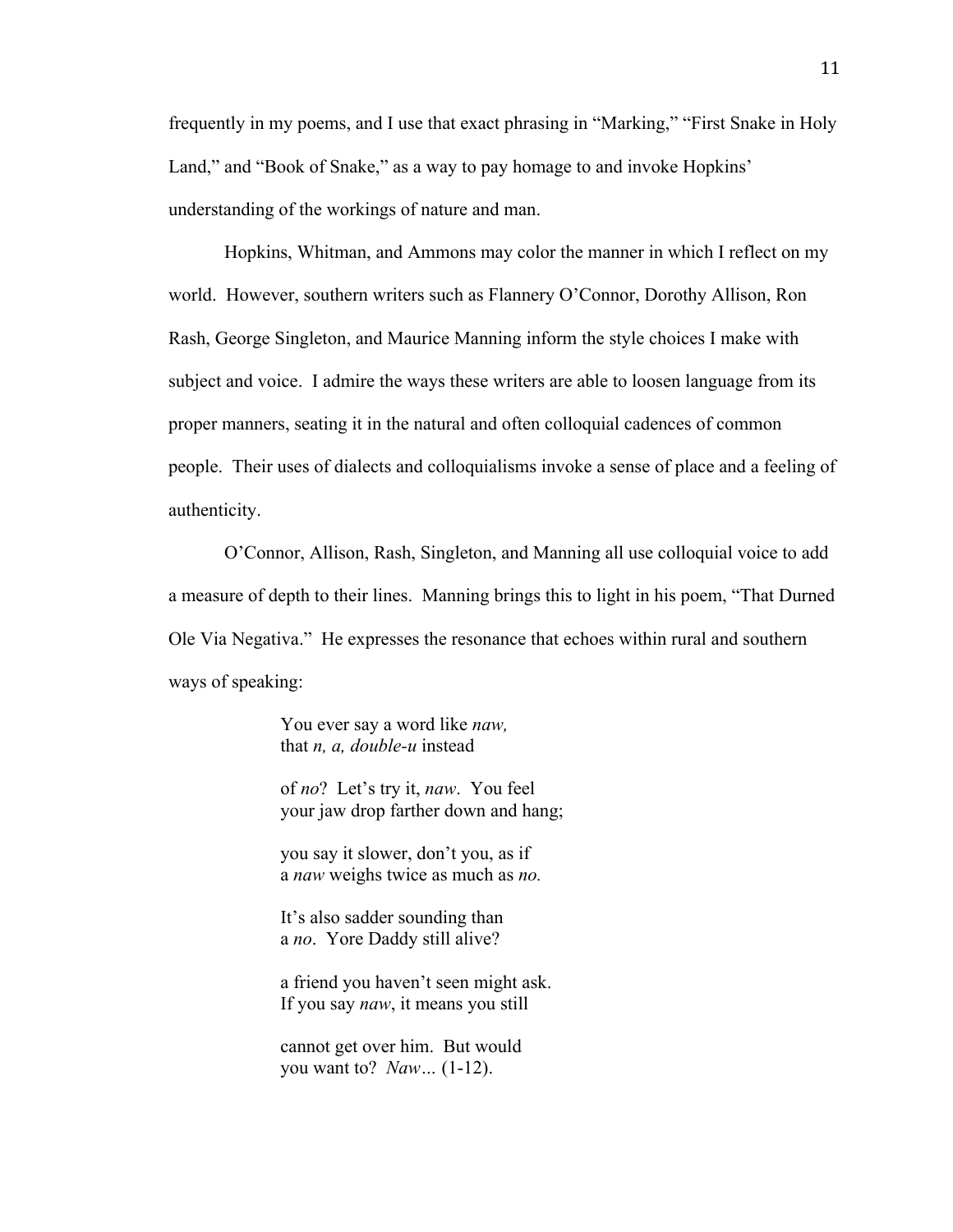frequently in my poems, and I use that exact phrasing in "Marking," "First Snake in Holy Land," and "Book of Snake," as a way to pay homage to and invoke Hopkins' understanding of the workings of nature and man.

Hopkins, Whitman, and Ammons may color the manner in which I reflect on my world. However, southern writers such as Flannery O'Connor, Dorothy Allison, Ron Rash, George Singleton, and Maurice Manning inform the style choices I make with subject and voice. I admire the ways these writers are able to loosen language from its proper manners, seating it in the natural and often colloquial cadences of common people. Their uses of dialects and colloquialisms invoke a sense of place and a feeling of authenticity.

O'Connor, Allison, Rash, Singleton, and Manning all use colloquial voice to add a measure of depth to their lines. Manning brings this to light in his poem, "That Durned Ole Via Negativa." He expresses the resonance that echoes within rural and southern ways of speaking:

> You ever say a word like *naw,*
> that *n, a, double-u* instead
>
> of *no*? Let's try it, *naw*. You feel
> your jaw drop farther down and hang;
>
> you say it slower, don't you, as if
> a *naw* weighs twice as much as *no.*
>
> It's also sadder sounding than
> a *no*. Yore Daddy still alive?
>
> a friend you haven't seen might ask.
> If you say *naw*, it means you still
>
> cannot get over him. But would
> you want to? *Naw…* (1-12).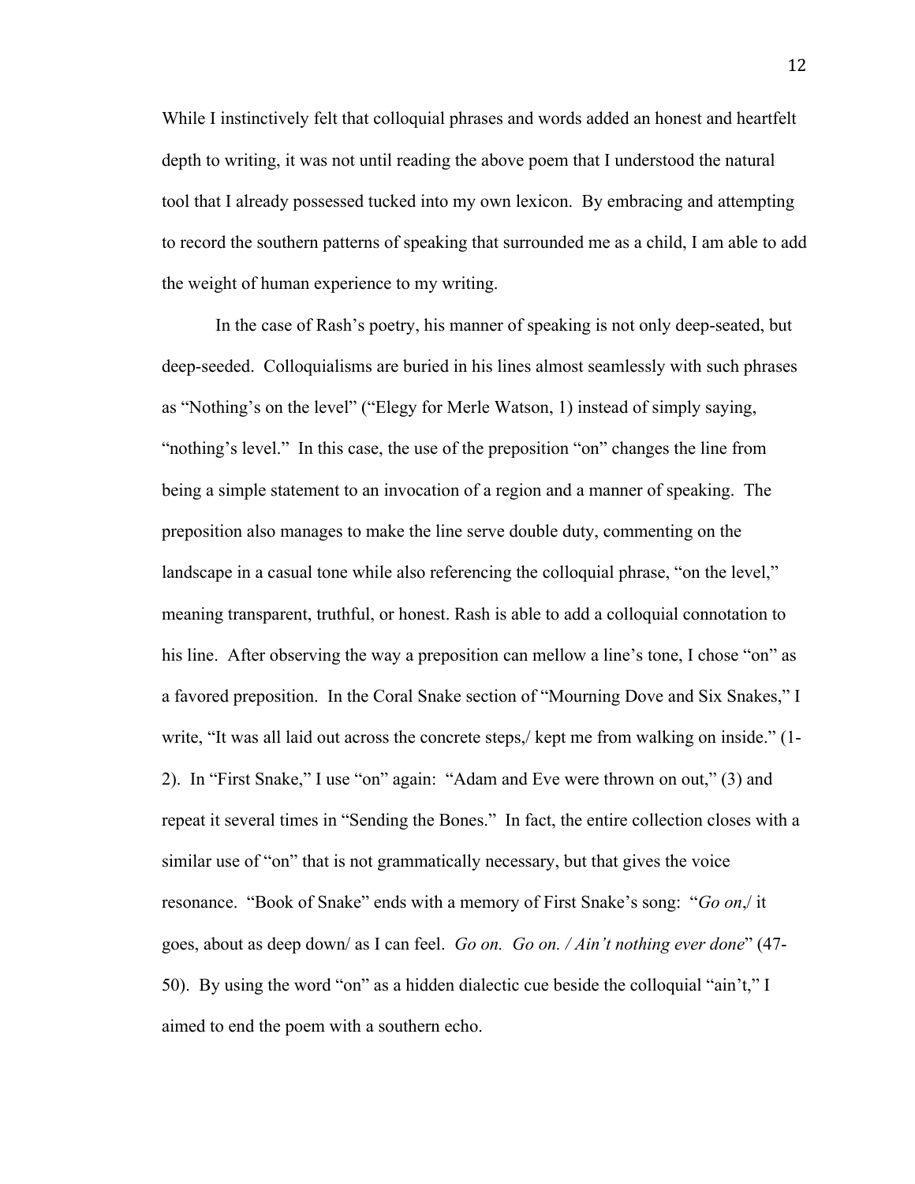While I instinctively felt that colloquial phrases and words added an honest and heartfelt depth to writing, it was not until reading the above poem that I understood the natural tool that I already possessed tucked into my own lexicon. By embracing and attempting to record the southern patterns of speaking that surrounded me as a child, I am able to add the weight of human experience to my writing.

In the case of Rash's poetry, his manner of speaking is not only deep-seated, but deep-seeded. Colloquialisms are buried in his lines almost seamlessly with such phrases as "Nothing's on the level" ("Elegy for Merle Watson, 1) instead of simply saying, "nothing's level." In this case, the use of the preposition "on" changes the line from being a simple statement to an invocation of a region and a manner of speaking. The preposition also manages to make the line serve double duty, commenting on the landscape in a casual tone while also referencing the colloquial phrase, "on the level," meaning transparent, truthful, or honest. Rash is able to add a colloquial connotation to his line. After observing the way a preposition can mellow a line's tone, I chose "on" as a favored preposition. In the Coral Snake section of "Mourning Dove and Six Snakes," I write, "It was all laid out across the concrete steps,/ kept me from walking on inside." (1-2). In "First Snake," I use "on" again: "Adam and Eve were thrown on out," (3) and repeat it several times in "Sending the Bones." In fact, the entire collection closes with a similar use of "on" that is not grammatically necessary, but that gives the voice resonance. "Book of Snake" ends with a memory of First Snake's song: "*Go on*,/ it goes, about as deep down/ as I can feel. *Go on. Go on. / Ain't nothing ever done*" (47-50). By using the word "on" as a hidden dialectic cue beside the colloquial "ain't," I aimed to end the poem with a southern echo.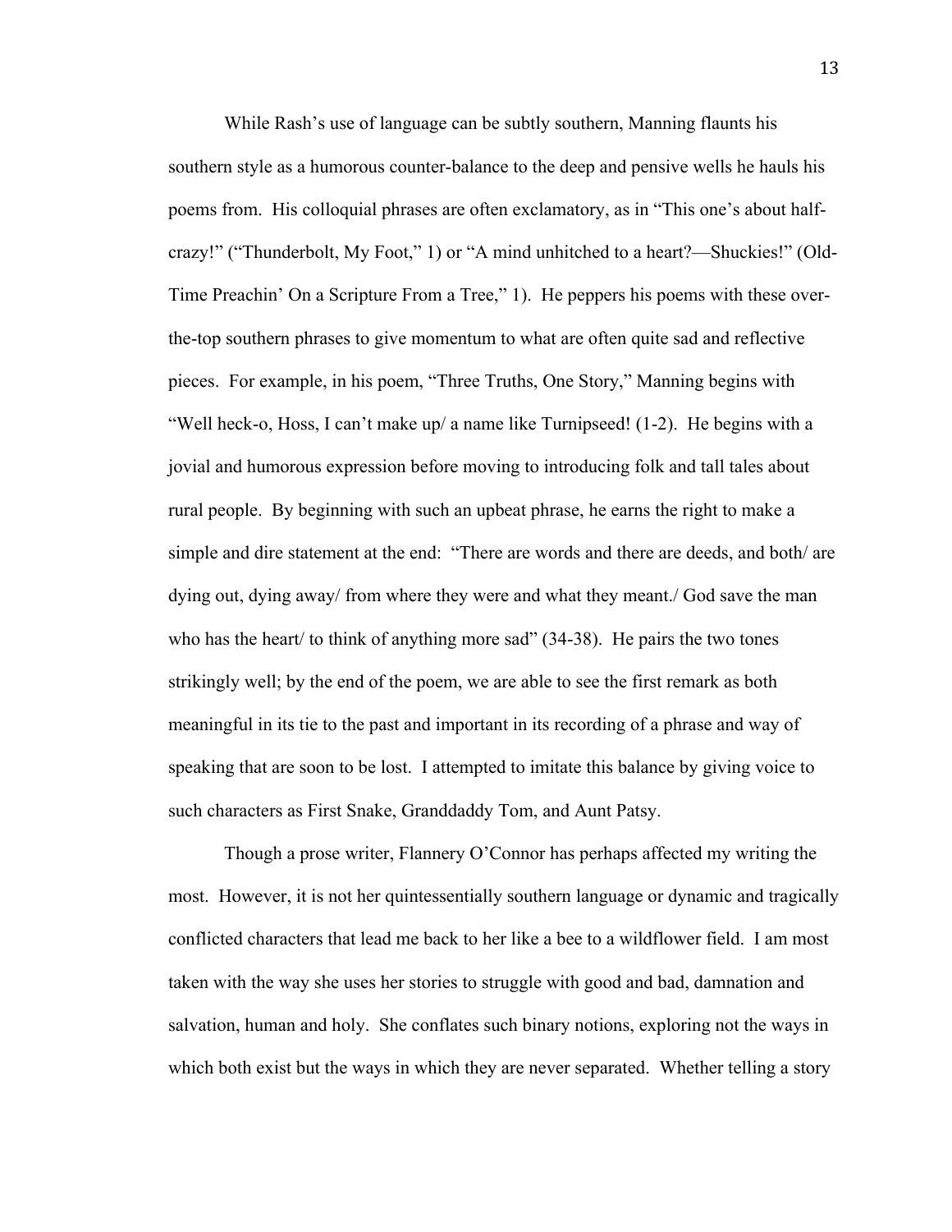While Rash's use of language can be subtly southern, Manning flaunts his southern style as a humorous counter-balance to the deep and pensive wells he hauls his poems from. His colloquial phrases are often exclamatory, as in "This one's about half-crazy!" ("Thunderbolt, My Foot," 1) or "A mind unhitched to a heart?—Shuckies!" (Old-Time Preachin' On a Scripture From a Tree," 1). He peppers his poems with these over-the-top southern phrases to give momentum to what are often quite sad and reflective pieces. For example, in his poem, "Three Truths, One Story," Manning begins with "Well heck-o, Hoss, I can't make up/ a name like Turnipseed! (1-2). He begins with a jovial and humorous expression before moving to introducing folk and tall tales about rural people. By beginning with such an upbeat phrase, he earns the right to make a simple and dire statement at the end: "There are words and there are deeds, and both/ are dying out, dying away/ from where they were and what they meant./ God save the man who has the heart/ to think of anything more sad" (34-38). He pairs the two tones strikingly well; by the end of the poem, we are able to see the first remark as both meaningful in its tie to the past and important in its recording of a phrase and way of speaking that are soon to be lost. I attempted to imitate this balance by giving voice to such characters as First Snake, Granddaddy Tom, and Aunt Patsy.

Though a prose writer, Flannery O'Connor has perhaps affected my writing the most. However, it is not her quintessentially southern language or dynamic and tragically conflicted characters that lead me back to her like a bee to a wildflower field. I am most taken with the way she uses her stories to struggle with good and bad, damnation and salvation, human and holy. She conflates such binary notions, exploring not the ways in which both exist but the ways in which they are never separated. Whether telling a story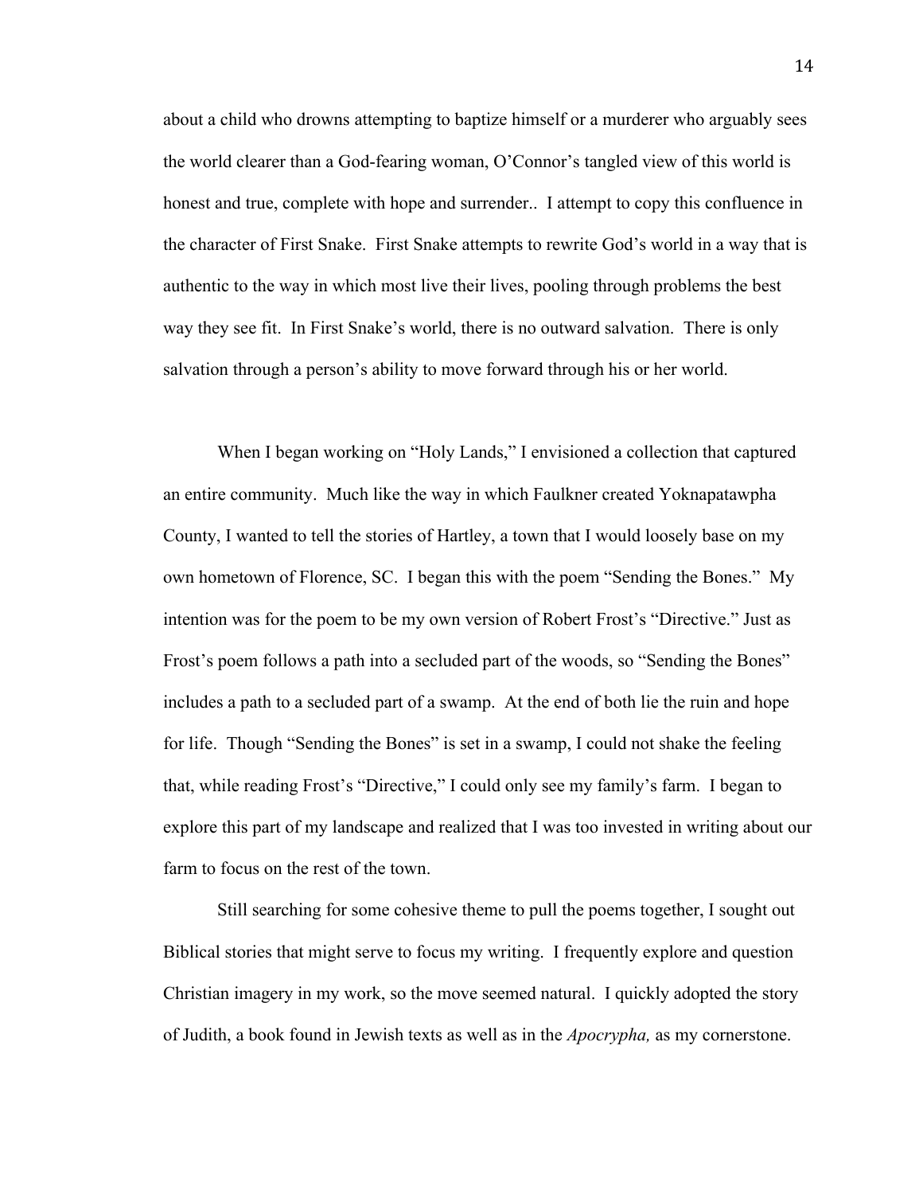about a child who drowns attempting to baptize himself or a murderer who arguably sees the world clearer than a God-fearing woman, O'Connor's tangled view of this world is honest and true, complete with hope and surrender.. I attempt to copy this confluence in the character of First Snake. First Snake attempts to rewrite God's world in a way that is authentic to the way in which most live their lives, pooling through problems the best way they see fit. In First Snake's world, there is no outward salvation. There is only salvation through a person's ability to move forward through his or her world.

When I began working on "Holy Lands," I envisioned a collection that captured an entire community. Much like the way in which Faulkner created Yoknapatawpha County, I wanted to tell the stories of Hartley, a town that I would loosely base on my own hometown of Florence, SC. I began this with the poem "Sending the Bones." My intention was for the poem to be my own version of Robert Frost's "Directive." Just as Frost's poem follows a path into a secluded part of the woods, so "Sending the Bones" includes a path to a secluded part of a swamp. At the end of both lie the ruin and hope for life. Though "Sending the Bones" is set in a swamp, I could not shake the feeling that, while reading Frost's "Directive," I could only see my family's farm. I began to explore this part of my landscape and realized that I was too invested in writing about our farm to focus on the rest of the town.

Still searching for some cohesive theme to pull the poems together, I sought out Biblical stories that might serve to focus my writing. I frequently explore and question Christian imagery in my work, so the move seemed natural. I quickly adopted the story of Judith, a book found in Jewish texts as well as in the *Apocrypha,* as my cornerstone.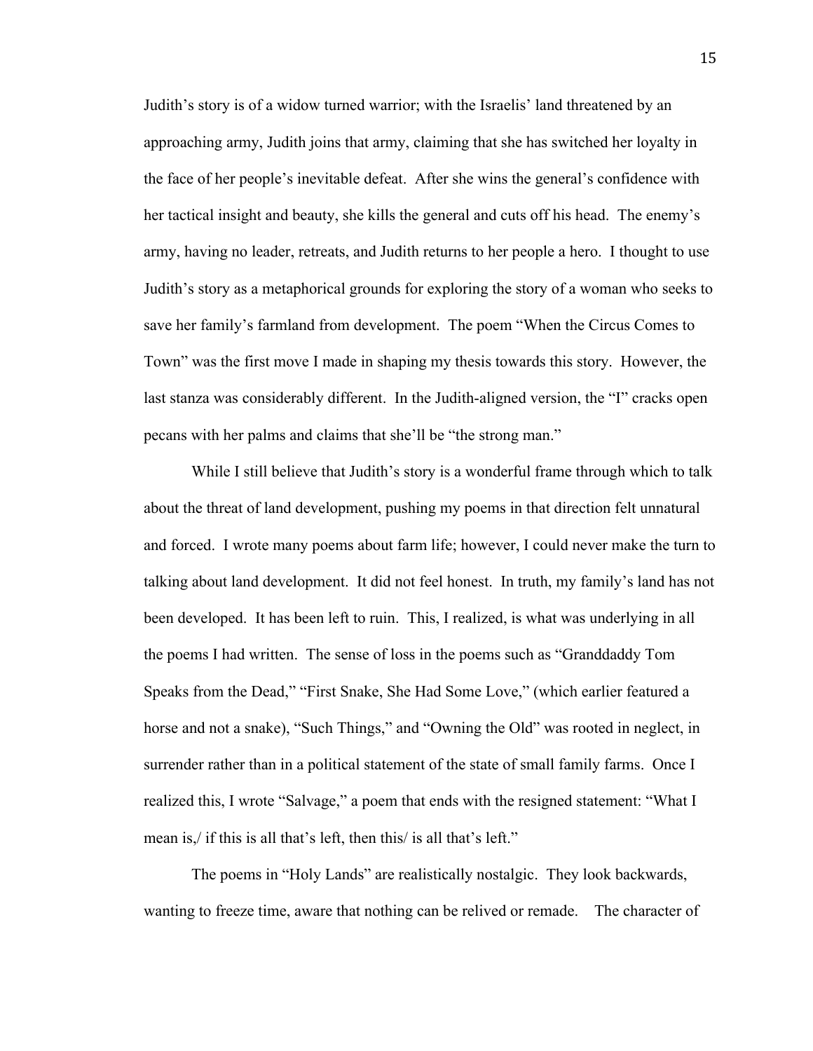Judith's story is of a widow turned warrior; with the Israelis' land threatened by an approaching army, Judith joins that army, claiming that she has switched her loyalty in the face of her people's inevitable defeat. After she wins the general's confidence with her tactical insight and beauty, she kills the general and cuts off his head. The enemy's army, having no leader, retreats, and Judith returns to her people a hero. I thought to use Judith's story as a metaphorical grounds for exploring the story of a woman who seeks to save her family's farmland from development. The poem "When the Circus Comes to Town" was the first move I made in shaping my thesis towards this story. However, the last stanza was considerably different. In the Judith-aligned version, the "I" cracks open pecans with her palms and claims that she'll be "the strong man."

While I still believe that Judith's story is a wonderful frame through which to talk about the threat of land development, pushing my poems in that direction felt unnatural and forced. I wrote many poems about farm life; however, I could never make the turn to talking about land development. It did not feel honest. In truth, my family's land has not been developed. It has been left to ruin. This, I realized, is what was underlying in all the poems I had written. The sense of loss in the poems such as "Granddaddy Tom Speaks from the Dead," "First Snake, She Had Some Love," (which earlier featured a horse and not a snake), "Such Things," and "Owning the Old" was rooted in neglect, in surrender rather than in a political statement of the state of small family farms. Once I realized this, I wrote "Salvage," a poem that ends with the resigned statement: "What I mean is,/ if this is all that's left, then this/ is all that's left."

The poems in "Holy Lands" are realistically nostalgic. They look backwards, wanting to freeze time, aware that nothing can be relived or remade. The character of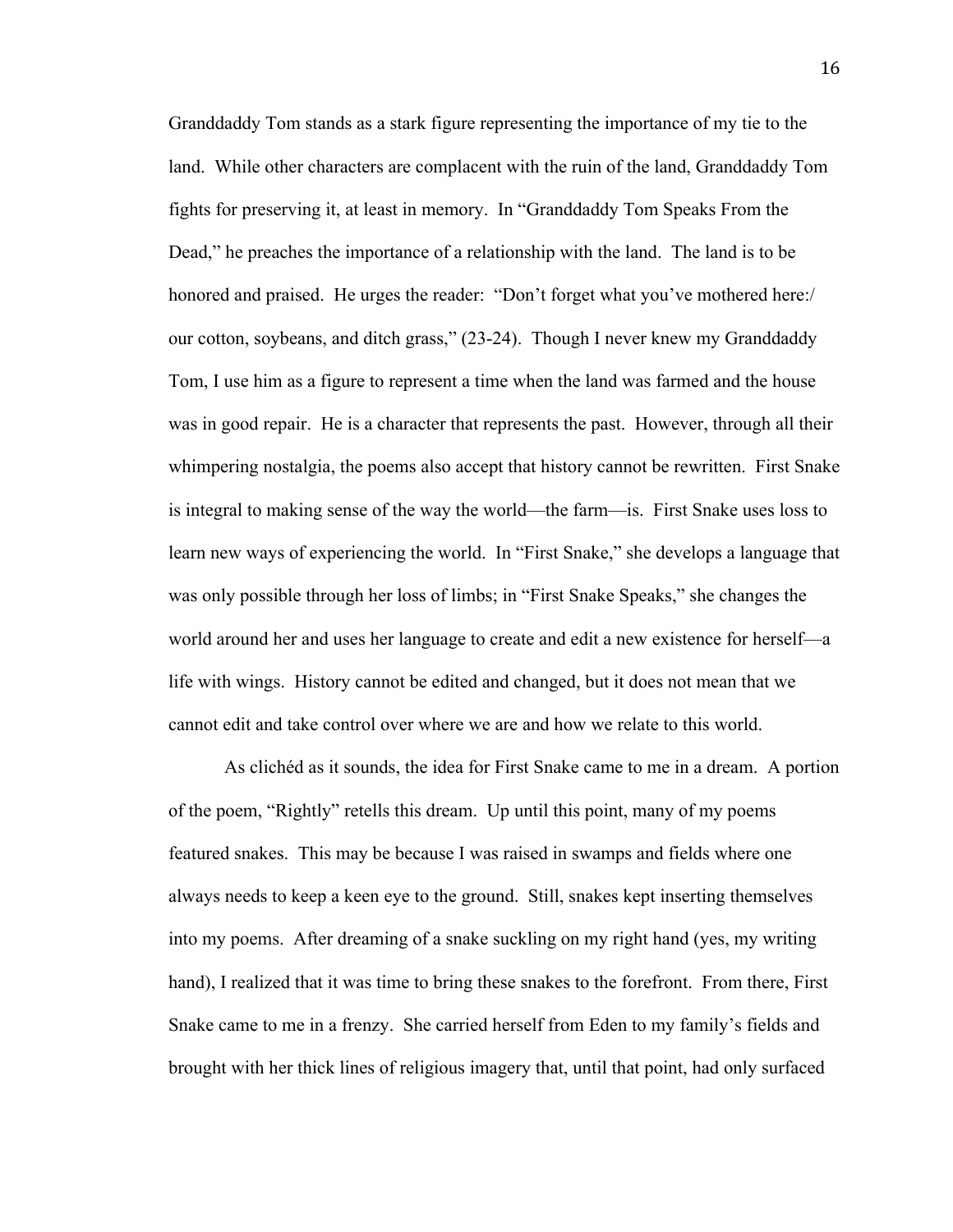Granddaddy Tom stands as a stark figure representing the importance of my tie to the land. While other characters are complacent with the ruin of the land, Granddaddy Tom fights for preserving it, at least in memory. In "Granddaddy Tom Speaks From the Dead," he preaches the importance of a relationship with the land. The land is to be honored and praised. He urges the reader: "Don't forget what you've mothered here:/ our cotton, soybeans, and ditch grass," (23-24). Though I never knew my Granddaddy Tom, I use him as a figure to represent a time when the land was farmed and the house was in good repair. He is a character that represents the past. However, through all their whimpering nostalgia, the poems also accept that history cannot be rewritten. First Snake is integral to making sense of the way the world—the farm—is. First Snake uses loss to learn new ways of experiencing the world. In "First Snake," she develops a language that was only possible through her loss of limbs; in "First Snake Speaks," she changes the world around her and uses her language to create and edit a new existence for herself—a life with wings. History cannot be edited and changed, but it does not mean that we cannot edit and take control over where we are and how we relate to this world.

As clichéd as it sounds, the idea for First Snake came to me in a dream. A portion of the poem, "Rightly" retells this dream. Up until this point, many of my poems featured snakes. This may be because I was raised in swamps and fields where one always needs to keep a keen eye to the ground. Still, snakes kept inserting themselves into my poems. After dreaming of a snake suckling on my right hand (yes, my writing hand), I realized that it was time to bring these snakes to the forefront. From there, First Snake came to me in a frenzy. She carried herself from Eden to my family's fields and brought with her thick lines of religious imagery that, until that point, had only surfaced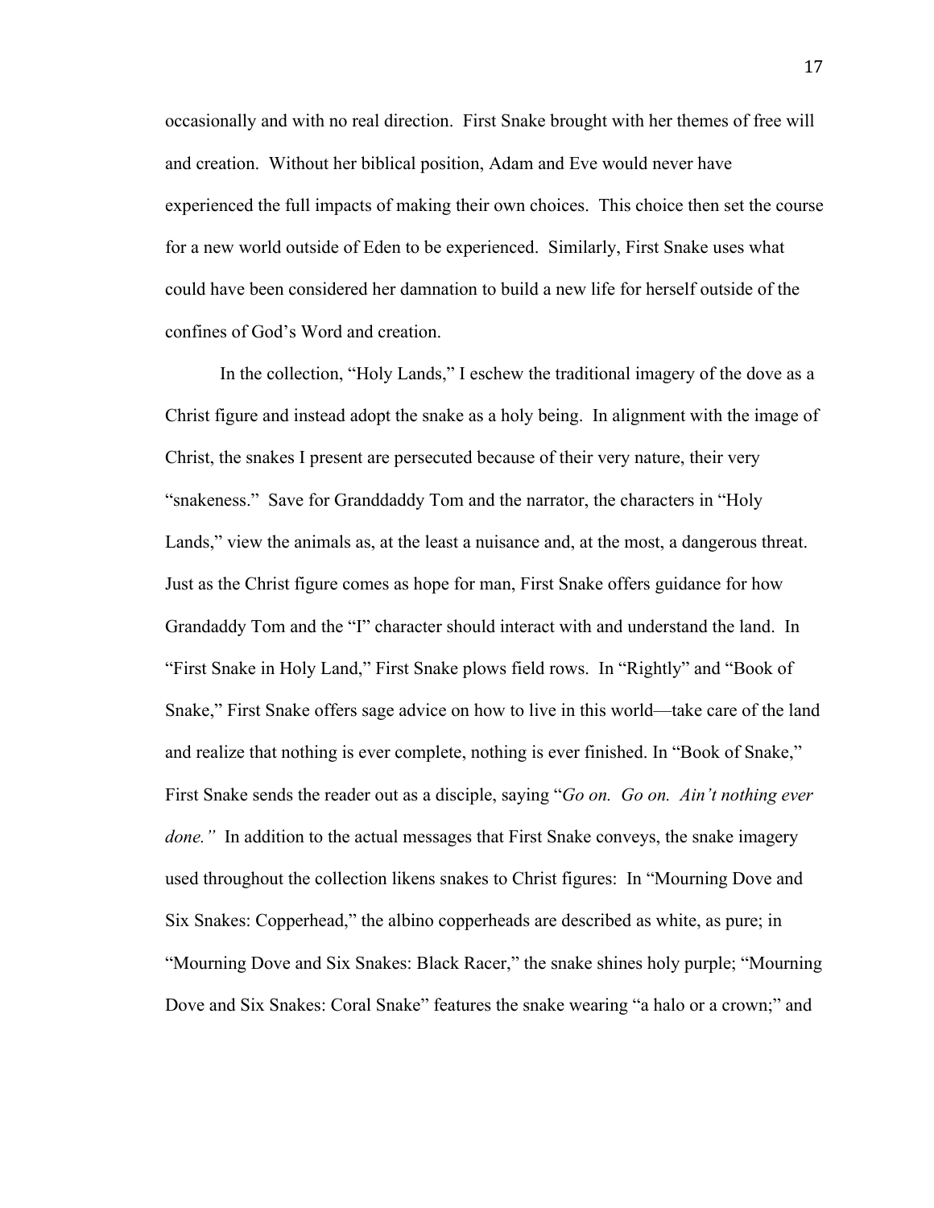occasionally and with no real direction. First Snake brought with her themes of free will and creation. Without her biblical position, Adam and Eve would never have experienced the full impacts of making their own choices. This choice then set the course for a new world outside of Eden to be experienced. Similarly, First Snake uses what could have been considered her damnation to build a new life for herself outside of the confines of God's Word and creation.

In the collection, "Holy Lands," I eschew the traditional imagery of the dove as a Christ figure and instead adopt the snake as a holy being. In alignment with the image of Christ, the snakes I present are persecuted because of their very nature, their very "snakeness." Save for Granddaddy Tom and the narrator, the characters in "Holy Lands," view the animals as, at the least a nuisance and, at the most, a dangerous threat. Just as the Christ figure comes as hope for man, First Snake offers guidance for how Grandaddy Tom and the "I" character should interact with and understand the land. In "First Snake in Holy Land," First Snake plows field rows. In "Rightly" and "Book of Snake," First Snake offers sage advice on how to live in this world—take care of the land and realize that nothing is ever complete, nothing is ever finished. In "Book of Snake," First Snake sends the reader out as a disciple, saying "*Go on. Go on. Ain't nothing ever done.*" In addition to the actual messages that First Snake conveys, the snake imagery used throughout the collection likens snakes to Christ figures: In "Mourning Dove and Six Snakes: Copperhead," the albino copperheads are described as white, as pure; in "Mourning Dove and Six Snakes: Black Racer," the snake shines holy purple; "Mourning Dove and Six Snakes: Coral Snake" features the snake wearing "a halo or a crown;" and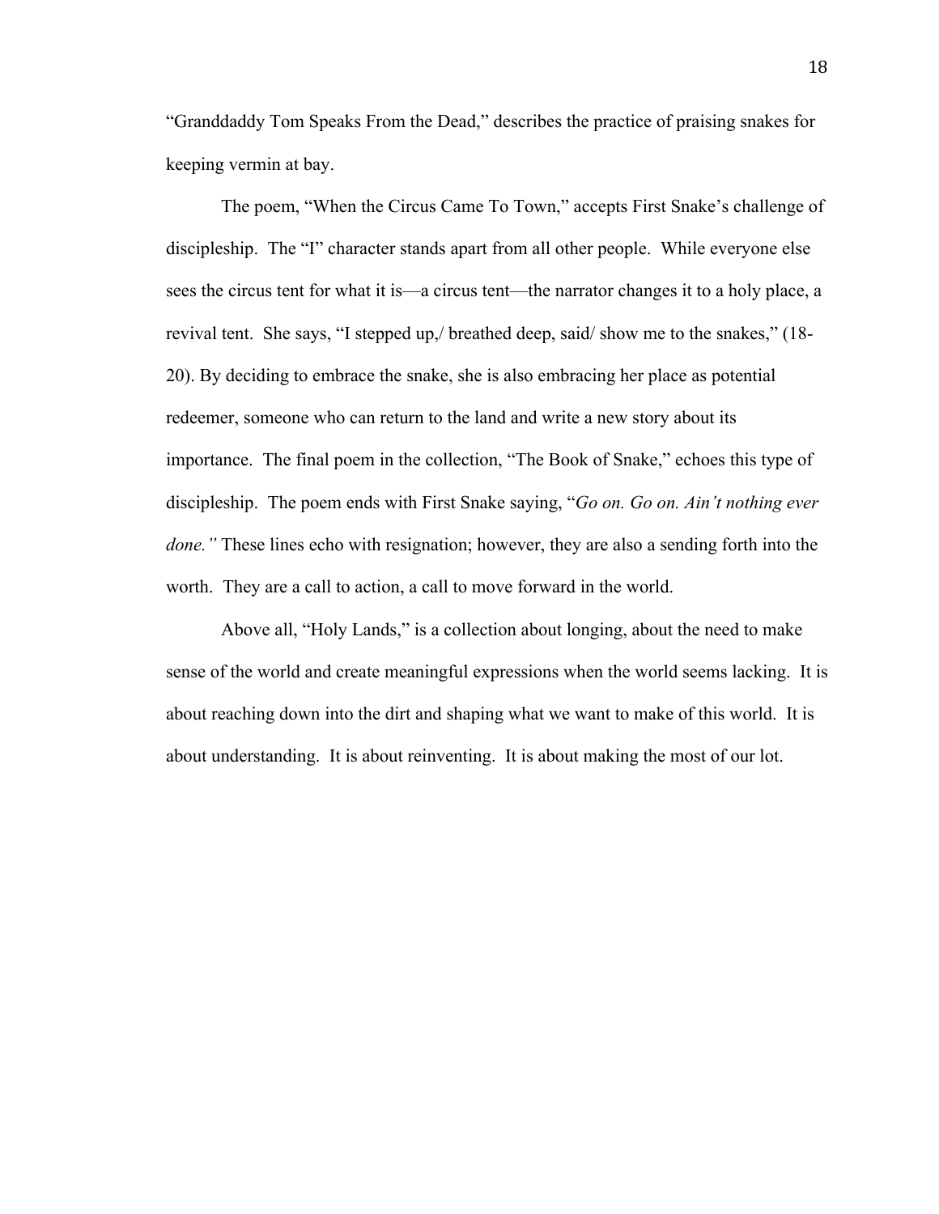"Granddaddy Tom Speaks From the Dead," describes the practice of praising snakes for keeping vermin at bay.

The poem, "When the Circus Came To Town," accepts First Snake's challenge of discipleship. The "I" character stands apart from all other people. While everyone else sees the circus tent for what it is—a circus tent—the narrator changes it to a holy place, a revival tent. She says, "I stepped up,/ breathed deep, said/ show me to the snakes," (18-20). By deciding to embrace the snake, she is also embracing her place as potential redeemer, someone who can return to the land and write a new story about its importance. The final poem in the collection, "The Book of Snake," echoes this type of discipleship. The poem ends with First Snake saying, "*Go on. Go on. Ain't nothing ever done."* These lines echo with resignation; however, they are also a sending forth into the worth. They are a call to action, a call to move forward in the world.

Above all, "Holy Lands," is a collection about longing, about the need to make sense of the world and create meaningful expressions when the world seems lacking. It is about reaching down into the dirt and shaping what we want to make of this world. It is about understanding. It is about reinventing. It is about making the most of our lot.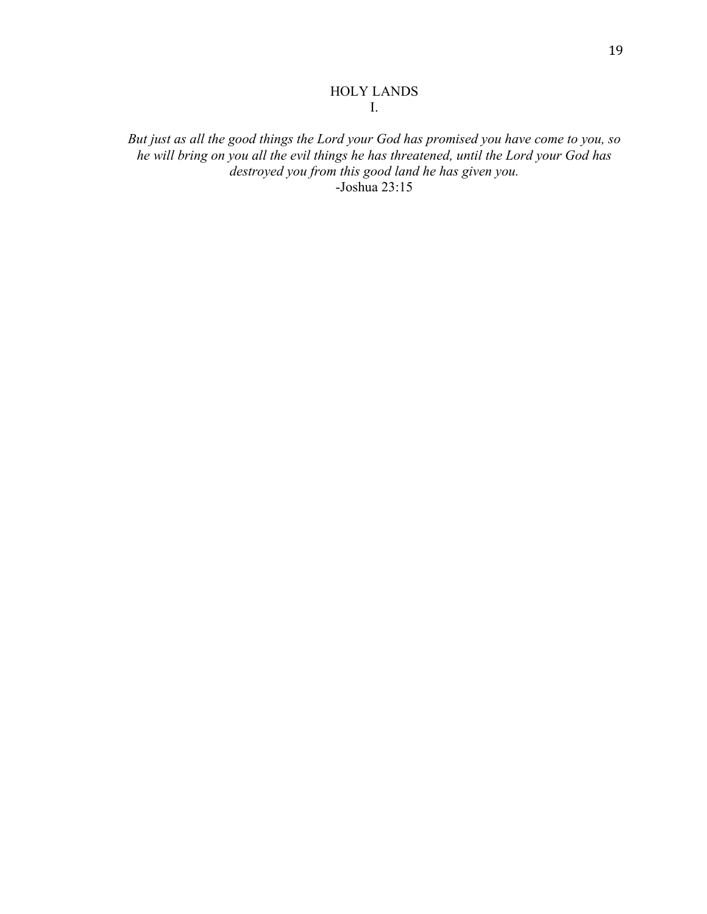# HOLY LANDS

## I.

*But just as all the good things the Lord your God has promised you have come to you, so he will bring on you all the evil things he has threatened, until the Lord your God has destroyed you from this good land he has given you.*

-Joshua 23:15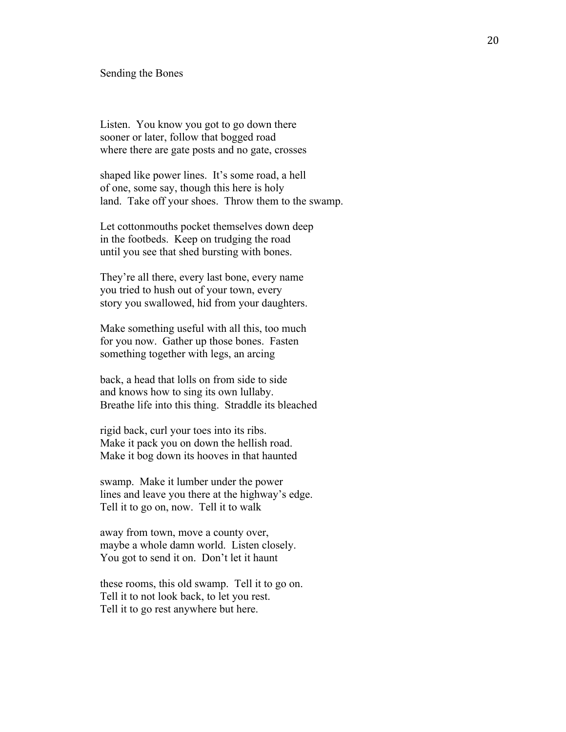# Sending the Bones

Listen.  You know you got to go down there  
sooner or later, follow that bogged road  
where there are gate posts and no gate, crosses

shaped like power lines.  It's some road, a hell  
of one, some say, though this here is holy  
land.  Take off your shoes.  Throw them to the swamp.

Let cottonmouths pocket themselves down deep  
in the footbeds.  Keep on trudging the road  
until you see that shed bursting with bones.

They're all there, every last bone, every name  
you tried to hush out of your town, every  
story you swallowed, hid from your daughters.

Make something useful with all this, too much  
for you now.  Gather up those bones.  Fasten  
something together with legs, an arcing

back, a head that lolls on from side to side  
and knows how to sing its own lullaby.  
Breathe life into this thing.  Straddle its bleached

rigid back, curl your toes into its ribs.  
Make it pack you on down the hellish road.  
Make it bog down its hooves in that haunted

swamp.  Make it lumber under the power  
lines and leave you there at the highway's edge.  
Tell it to go on, now.  Tell it to walk

away from town, move a county over,  
maybe a whole damn world.  Listen closely.  
You got to send it on.  Don't let it haunt

these rooms, this old swamp.  Tell it to go on.  
Tell it to not look back, to let you rest.  
Tell it to go rest anywhere but here.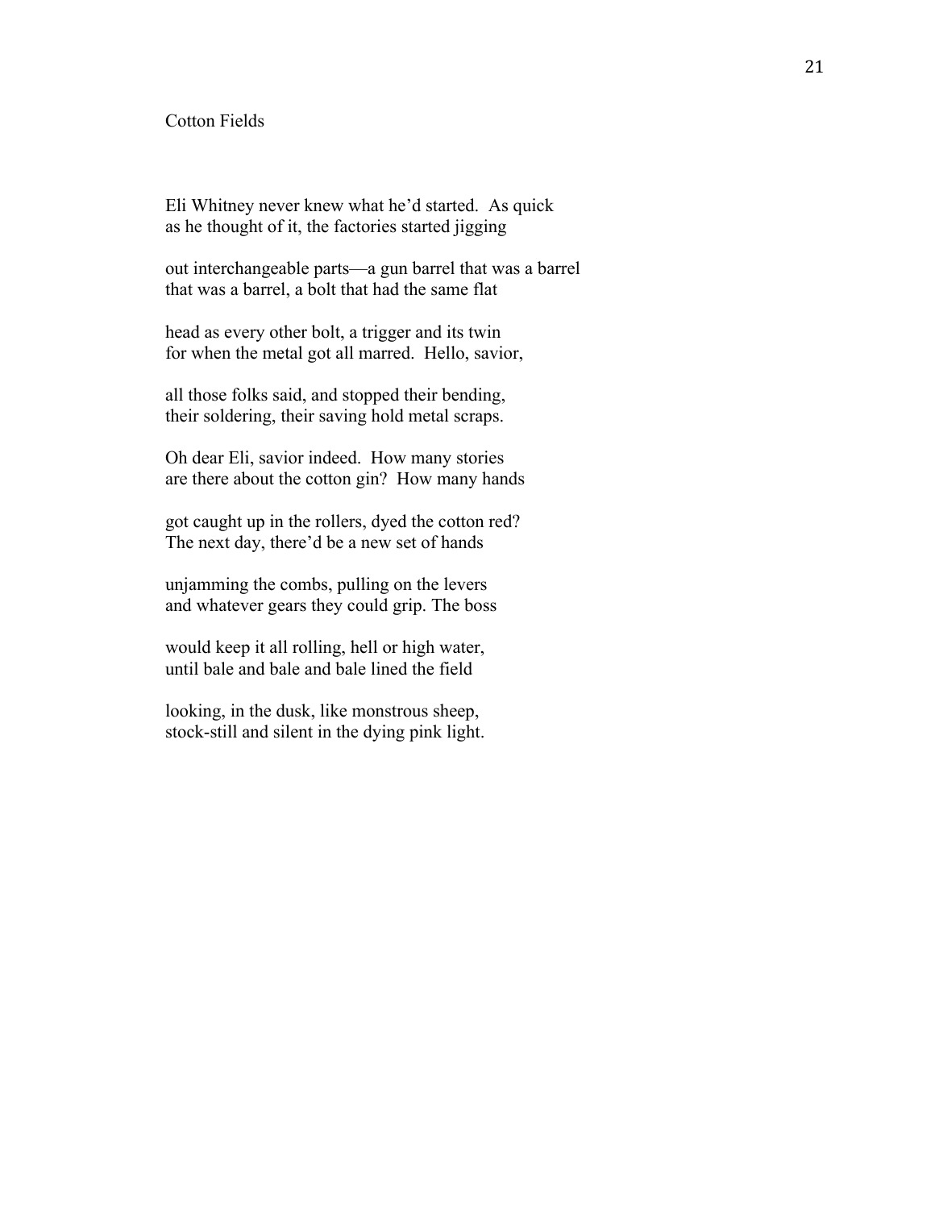# Cotton Fields

Eli Whitney never knew what he'd started. As quick
as he thought of it, the factories started jigging

out interchangeable parts—a gun barrel that was a barrel
that was a barrel, a bolt that had the same flat

head as every other bolt, a trigger and its twin
for when the metal got all marred. Hello, savior,

all those folks said, and stopped their bending,
their soldering, their saving hold metal scraps.

Oh dear Eli, savior indeed. How many stories
are there about the cotton gin? How many hands

got caught up in the rollers, dyed the cotton red?
The next day, there'd be a new set of hands

unjamming the combs, pulling on the levers
and whatever gears they could grip. The boss

would keep it all rolling, hell or high water,
until bale and bale and bale lined the field

looking, in the dusk, like monstrous sheep,
stock-still and silent in the dying pink light.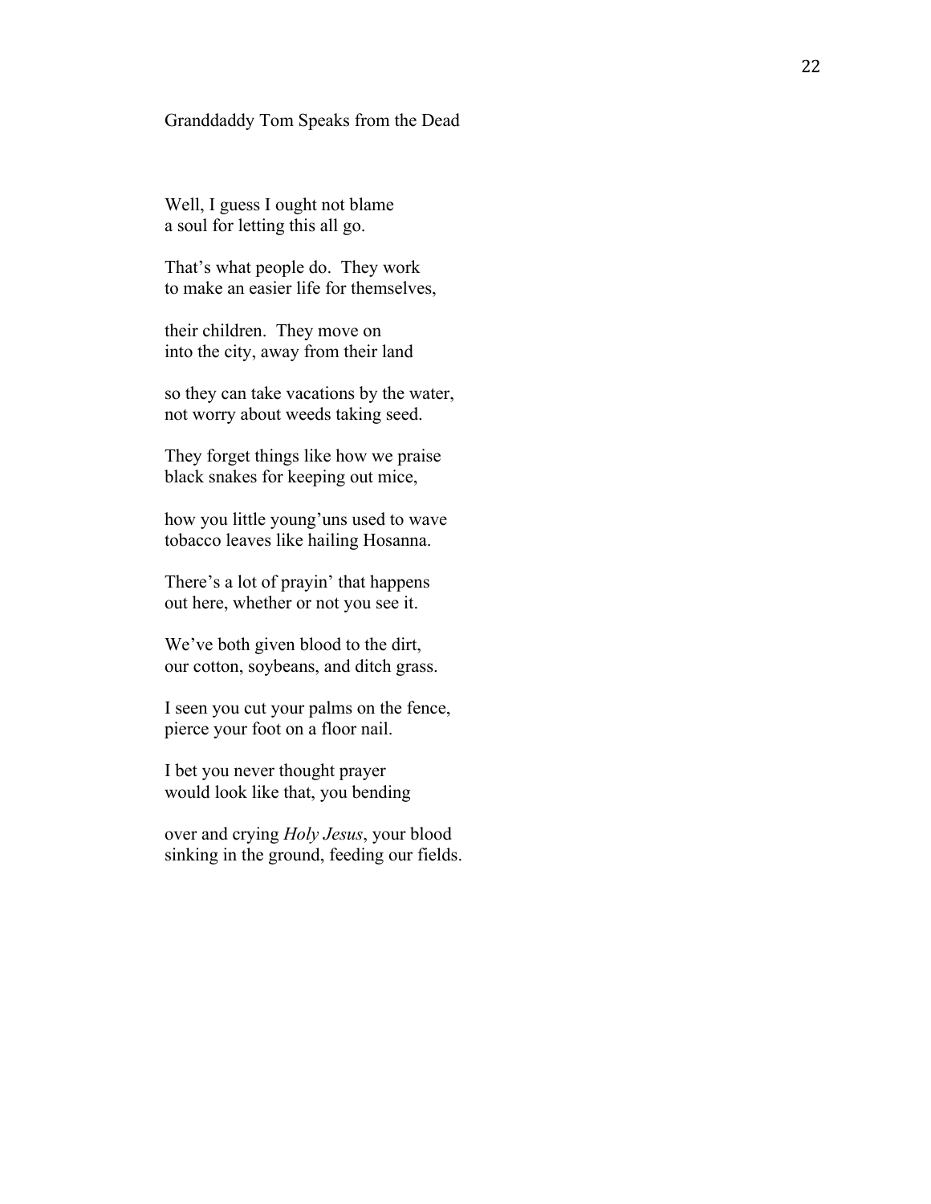## Granddaddy Tom Speaks from the Dead

Well, I guess I ought not blame  
a soul for letting this all go.

That's what people do.  They work  
to make an easier life for themselves,

their children.  They move on  
into the city, away from their land

so they can take vacations by the water,  
not worry about weeds taking seed.

They forget things like how we praise  
black snakes for keeping out mice,

how you little young'uns used to wave  
tobacco leaves like hailing Hosanna.

There's a lot of prayin' that happens  
out here, whether or not you see it.

We've both given blood to the dirt,  
our cotton, soybeans, and ditch grass.

I seen you cut your palms on the fence,  
pierce your foot on a floor nail.

I bet you never thought prayer  
would look like that, you bending

over and crying *Holy Jesus*, your blood  
sinking in the ground, feeding our fields.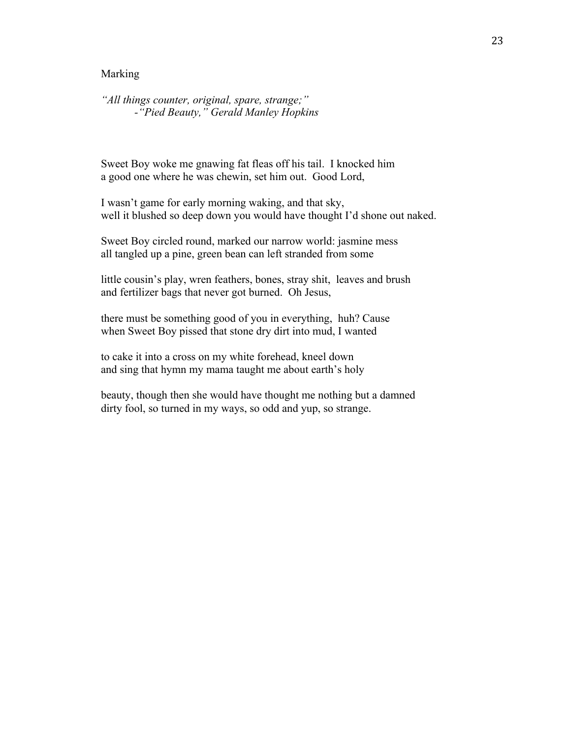# Marking

*"All things counter, original, spare, strange;"*
*-"Pied Beauty," Gerald Manley Hopkins*

Sweet Boy woke me gnawing fat fleas off his tail. I knocked him
a good one where he was chewin, set him out. Good Lord,

I wasn't game for early morning waking, and that sky,
well it blushed so deep down you would have thought I'd shone out naked.

Sweet Boy circled round, marked our narrow world: jasmine mess
all tangled up a pine, green bean can left stranded from some

little cousin's play, wren feathers, bones, stray shit, leaves and brush
and fertilizer bags that never got burned. Oh Jesus,

there must be something good of you in everything, huh? Cause
when Sweet Boy pissed that stone dry dirt into mud, I wanted

to cake it into a cross on my white forehead, kneel down
and sing that hymn my mama taught me about earth's holy

beauty, though then she would have thought me nothing but a damned
dirty fool, so turned in my ways, so odd and yup, so strange.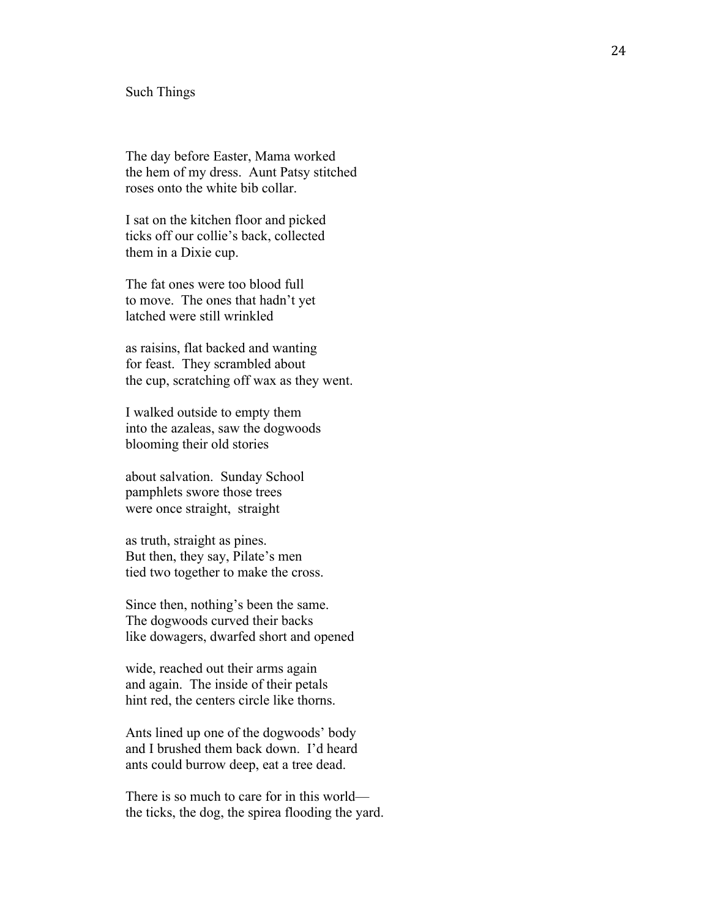## Such Things

The day before Easter, Mama worked  
the hem of my dress.  Aunt Patsy stitched  
roses onto the white bib collar.

I sat on the kitchen floor and picked  
ticks off our collie's back, collected  
them in a Dixie cup.

The fat ones were too blood full  
to move.  The ones that hadn't yet  
latched were still wrinkled

as raisins, flat backed and wanting  
for feast.  They scrambled about  
the cup, scratching off wax as they went.

I walked outside to empty them  
into the azaleas, saw the dogwoods  
blooming their old stories

about salvation.  Sunday School  
pamphlets swore those trees  
were once straight,  straight

as truth, straight as pines.  
But then, they say, Pilate's men  
tied two together to make the cross.

Since then, nothing's been the same.  
The dogwoods curved their backs  
like dowagers, dwarfed short and opened

wide, reached out their arms again  
and again.  The inside of their petals  
hint red, the centers circle like thorns.

Ants lined up one of the dogwoods' body  
and I brushed them back down.  I'd heard  
ants could burrow deep, eat a tree dead.

There is so much to care for in this world—  
the ticks, the dog, the spirea flooding the yard.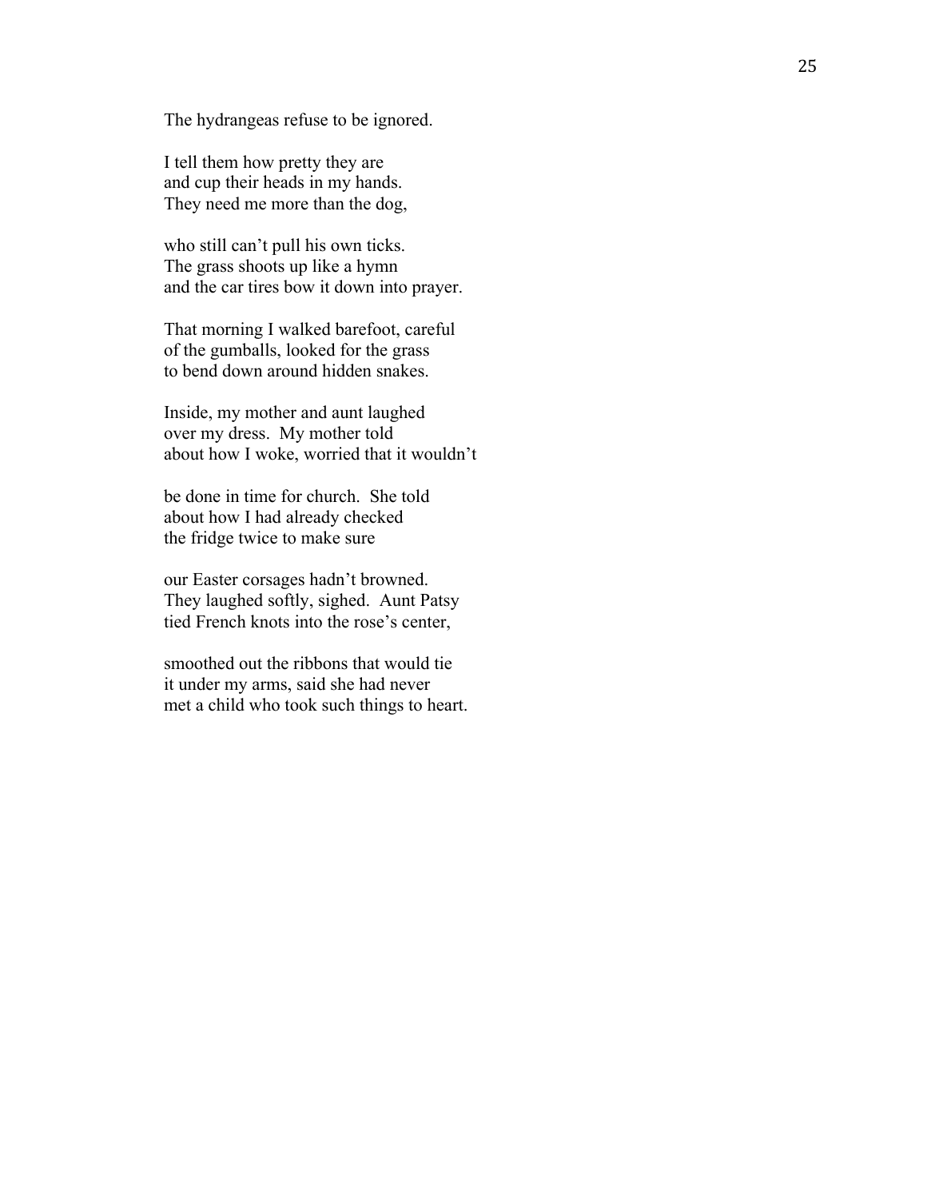The hydrangeas refuse to be ignored.

I tell them how pretty they are  
and cup their heads in my hands.  
They need me more than the dog,

who still can't pull his own ticks.  
The grass shoots up like a hymn  
and the car tires bow it down into prayer.

That morning I walked barefoot, careful  
of the gumballs, looked for the grass  
to bend down around hidden snakes.

Inside, my mother and aunt laughed  
over my dress.  My mother told  
about how I woke, worried that it wouldn't

be done in time for church.  She told  
about how I had already checked  
the fridge twice to make sure

our Easter corsages hadn't browned.  
They laughed softly, sighed.  Aunt Patsy  
tied French knots into the rose's center,

smoothed out the ribbons that would tie  
it under my arms, said she had never  
met a child who took such things to heart.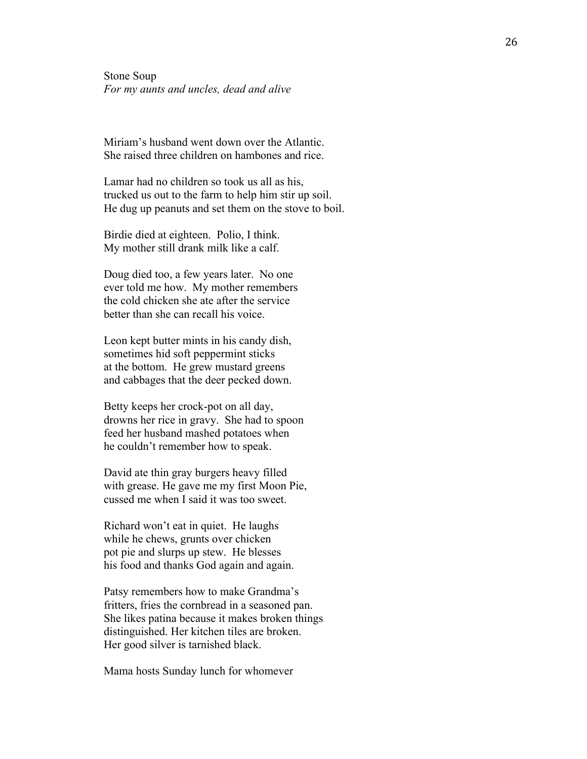Stone Soup
*For my aunts and uncles, dead and alive*

Miriam's husband went down over the Atlantic.
She raised three children on hambones and rice.

Lamar had no children so took us all as his,
trucked us out to the farm to help him stir up soil.
He dug up peanuts and set them on the stove to boil.

Birdie died at eighteen. Polio, I think.
My mother still drank milk like a calf.

Doug died too, a few years later. No one
ever told me how. My mother remembers
the cold chicken she ate after the service
better than she can recall his voice.

Leon kept butter mints in his candy dish,
sometimes hid soft peppermint sticks
at the bottom. He grew mustard greens
and cabbages that the deer pecked down.

Betty keeps her crock-pot on all day,
drowns her rice in gravy. She had to spoon
feed her husband mashed potatoes when
he couldn't remember how to speak.

David ate thin gray burgers heavy filled
with grease. He gave me my first Moon Pie,
cussed me when I said it was too sweet.

Richard won't eat in quiet. He laughs
while he chews, grunts over chicken
pot pie and slurps up stew. He blesses
his food and thanks God again and again.

Patsy remembers how to make Grandma's
fritters, fries the cornbread in a seasoned pan.
She likes patina because it makes broken things
distinguished. Her kitchen tiles are broken.
Her good silver is tarnished black.

Mama hosts Sunday lunch for whomever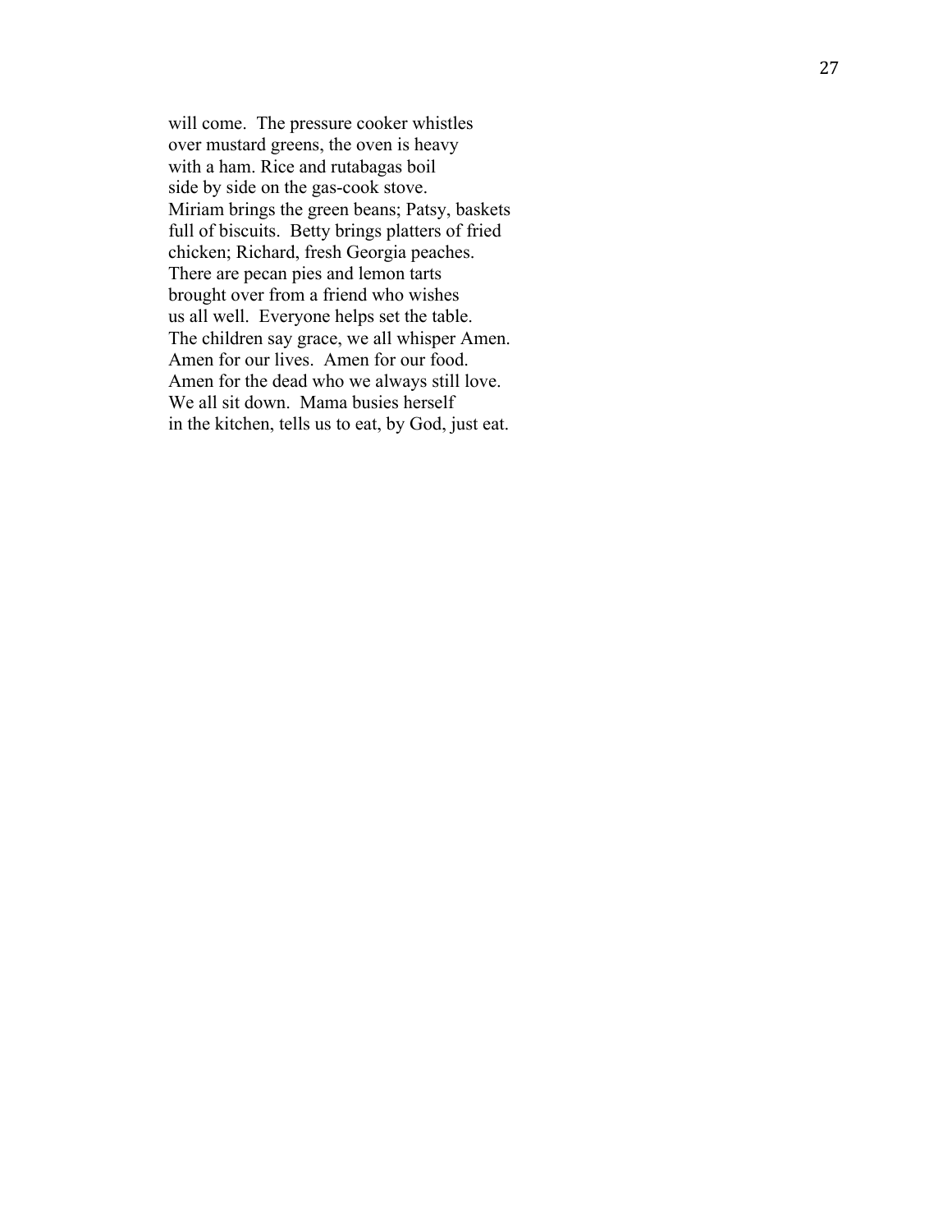will come.  The pressure cooker whistles  
over mustard greens, the oven is heavy  
with a ham. Rice and rutabagas boil  
side by side on the gas-cook stove.  
Miriam brings the green beans; Patsy, baskets  
full of biscuits.  Betty brings platters of fried  
chicken; Richard, fresh Georgia peaches.  
There are pecan pies and lemon tarts  
brought over from a friend who wishes  
us all well.  Everyone helps set the table.  
The children say grace, we all whisper Amen.  
Amen for our lives.  Amen for our food.  
Amen for the dead who we always still love.  
We all sit down.  Mama busies herself  
in the kitchen, tells us to eat, by God, just eat.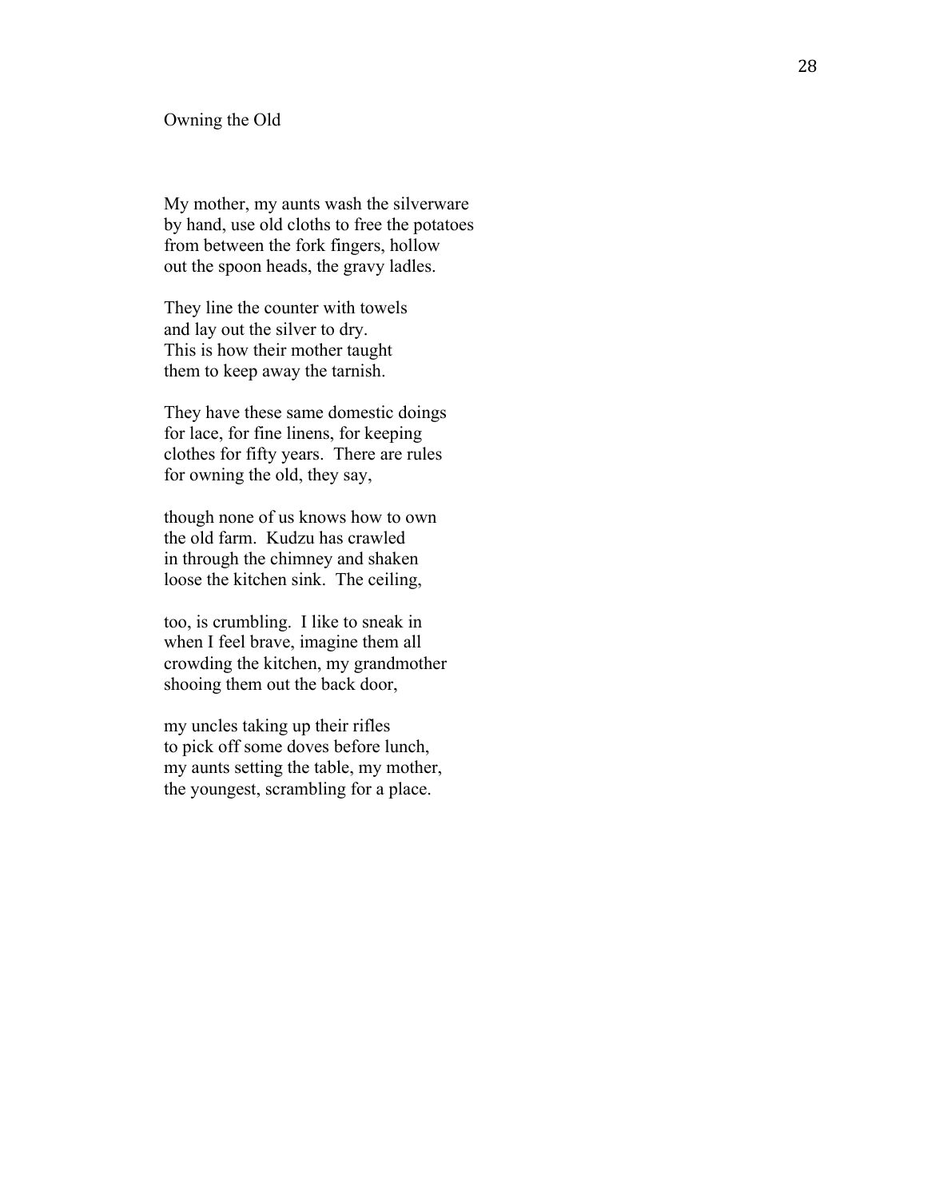## Owning the Old

My mother, my aunts wash the silverware  
by hand, use old cloths to free the potatoes  
from between the fork fingers, hollow  
out the spoon heads, the gravy ladles.

They line the counter with towels  
and lay out the silver to dry.  
This is how their mother taught  
them to keep away the tarnish.

They have these same domestic doings  
for lace, for fine linens, for keeping  
clothes for fifty years.  There are rules  
for owning the old, they say,

though none of us knows how to own  
the old farm.  Kudzu has crawled  
in through the chimney and shaken  
loose the kitchen sink.  The ceiling,

too, is crumbling.  I like to sneak in  
when I feel brave, imagine them all  
crowding the kitchen, my grandmother  
shooing them out the back door,

my uncles taking up their rifles  
to pick off some doves before lunch,  
my aunts setting the table, my mother,  
the youngest, scrambling for a place.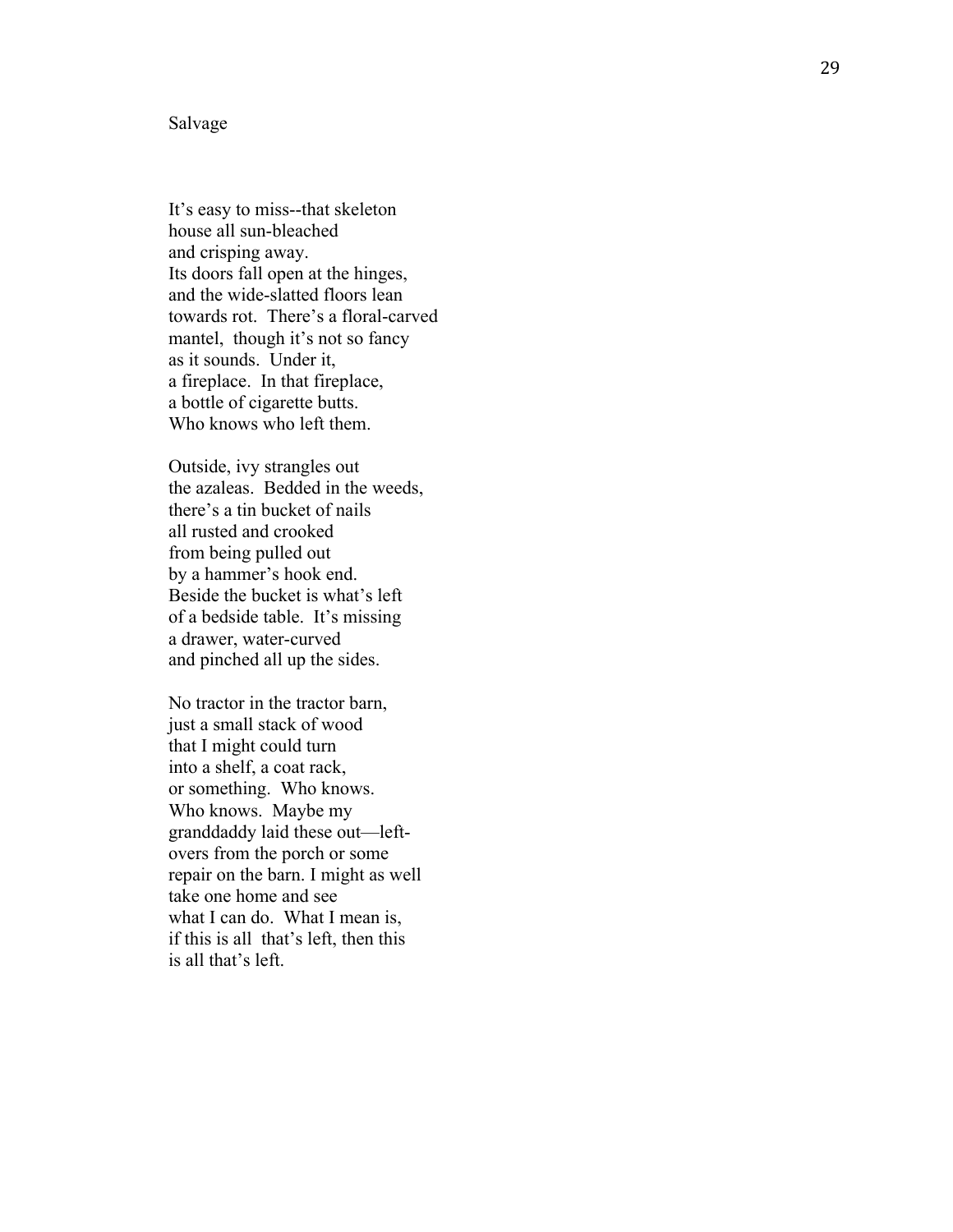# Salvage

It's easy to miss--that skeleton  
house all sun-bleached  
and crisping away.  
Its doors fall open at the hinges,  
and the wide-slatted floors lean  
towards rot. There's a floral-carved  
mantel, though it's not so fancy  
as it sounds. Under it,  
a fireplace. In that fireplace,  
a bottle of cigarette butts.  
Who knows who left them.

Outside, ivy strangles out  
the azaleas. Bedded in the weeds,  
there's a tin bucket of nails  
all rusted and crooked  
from being pulled out  
by a hammer's hook end.  
Beside the bucket is what's left  
of a bedside table. It's missing  
a drawer, water-curved  
and pinched all up the sides.

No tractor in the tractor barn,  
just a small stack of wood  
that I might could turn  
into a shelf, a coat rack,  
or something. Who knows.  
Who knows. Maybe my  
granddaddy laid these out—left-  
overs from the porch or some  
repair on the barn. I might as well  
take one home and see  
what I can do. What I mean is,  
if this is all that's left, then this  
is all that's left.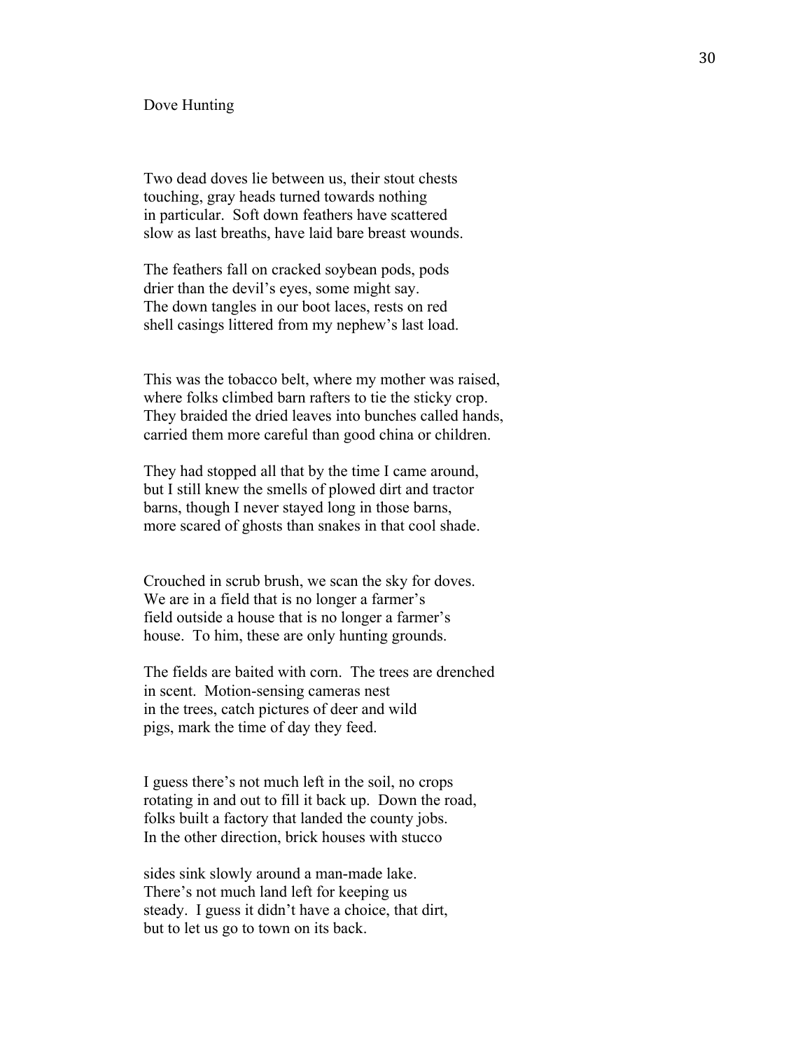# Dove Hunting

Two dead doves lie between us, their stout chests
touching, gray heads turned towards nothing
in particular.  Soft down feathers have scattered
slow as last breaths, have laid bare breast wounds.

The feathers fall on cracked soybean pods, pods
drier than the devil's eyes, some might say.
The down tangles in our boot laces, rests on red
shell casings littered from my nephew's last load.

This was the tobacco belt, where my mother was raised,
where folks climbed barn rafters to tie the sticky crop.
They braided the dried leaves into bunches called hands,
carried them more careful than good china or children.

They had stopped all that by the time I came around,
but I still knew the smells of plowed dirt and tractor
barns, though I never stayed long in those barns,
more scared of ghosts than snakes in that cool shade.

Crouched in scrub brush, we scan the sky for doves.
We are in a field that is no longer a farmer's
field outside a house that is no longer a farmer's
house.  To him, these are only hunting grounds.

The fields are baited with corn.  The trees are drenched
in scent.  Motion-sensing cameras nest
in the trees, catch pictures of deer and wild
pigs, mark the time of day they feed.

I guess there's not much left in the soil, no crops
rotating in and out to fill it back up.  Down the road,
folks built a factory that landed the county jobs.
In the other direction, brick houses with stucco

sides sink slowly around a man-made lake.
There's not much land left for keeping us
steady.  I guess it didn't have a choice, that dirt,
but to let us go to town on its back.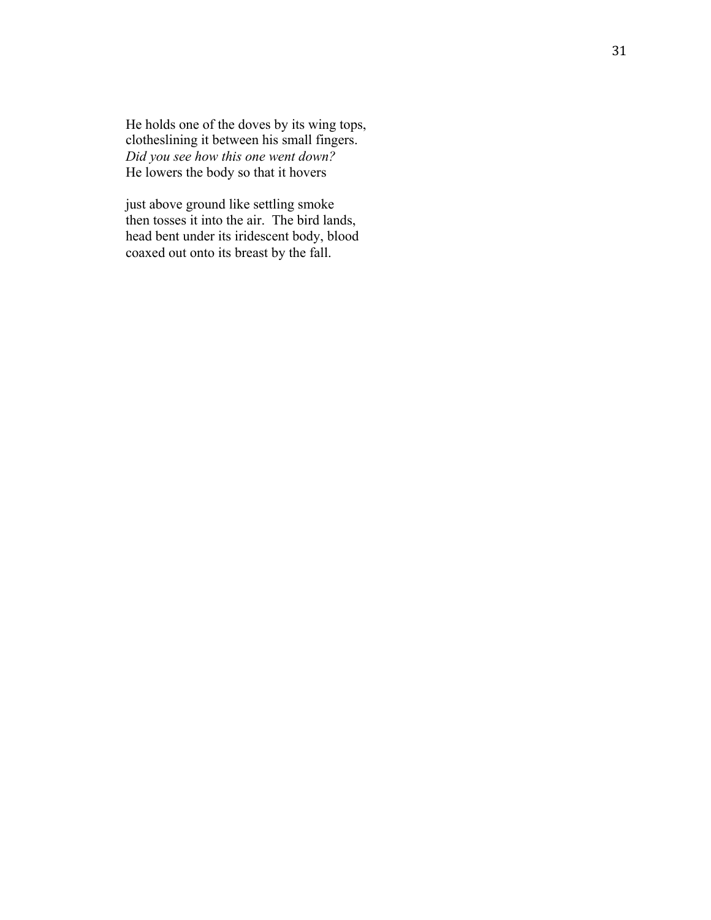He holds one of the doves by its wing tops,  
clotheslining it between his small fingers.  
*Did you see how this one went down?*  
He lowers the body so that it hovers

just above ground like settling smoke  
then tosses it into the air. The bird lands,  
head bent under its iridescent body, blood  
coaxed out onto its breast by the fall.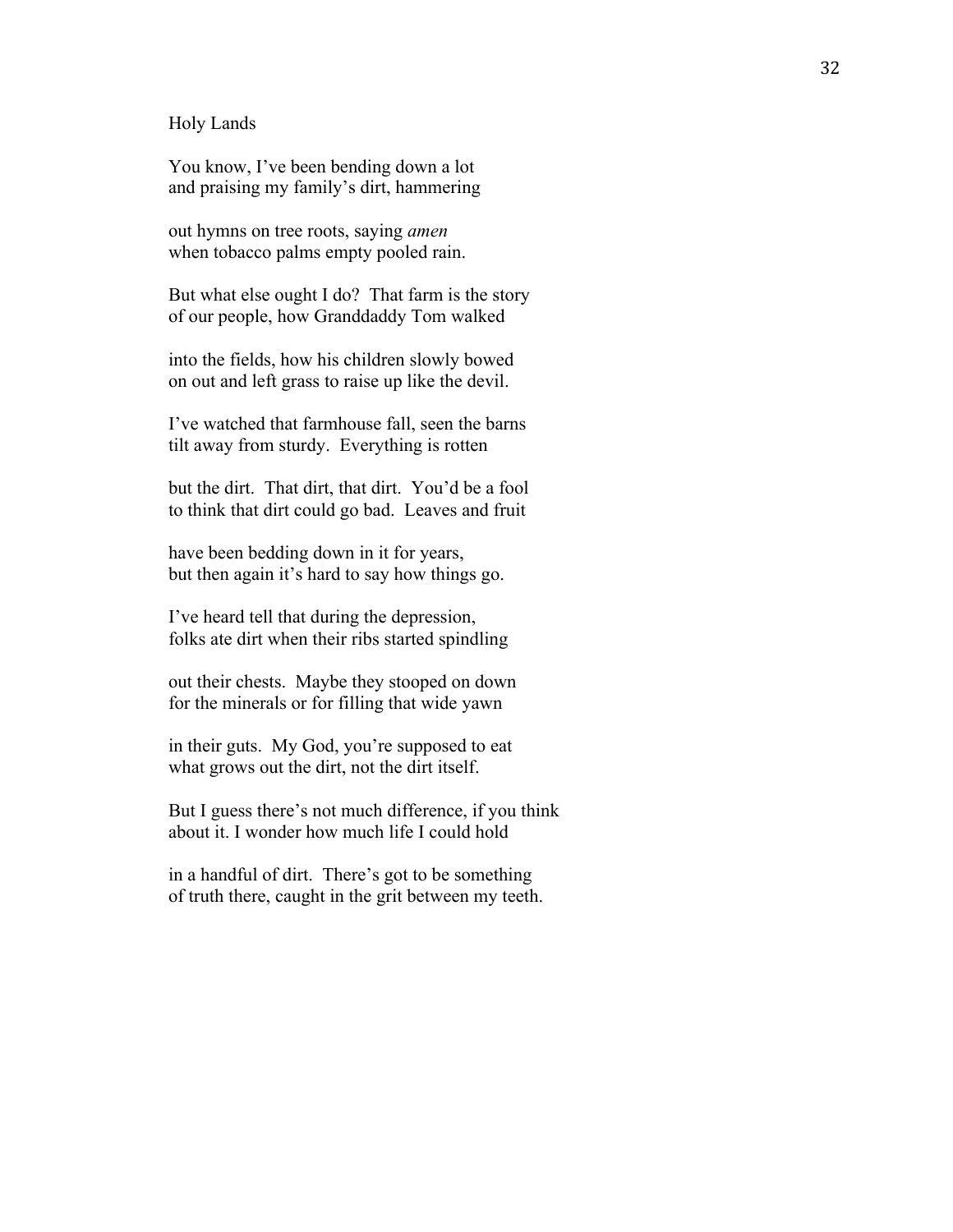## Holy Lands

You know, I've been bending down a lot
and praising my family's dirt, hammering

out hymns on tree roots, saying *amen*
when tobacco palms empty pooled rain.

But what else ought I do? That farm is the story
of our people, how Granddaddy Tom walked

into the fields, how his children slowly bowed
on out and left grass to raise up like the devil.

I've watched that farmhouse fall, seen the barns
tilt away from sturdy. Everything is rotten

but the dirt. That dirt, that dirt. You'd be a fool
to think that dirt could go bad. Leaves and fruit

have been bedding down in it for years,
but then again it's hard to say how things go.

I've heard tell that during the depression,
folks ate dirt when their ribs started spindling

out their chests. Maybe they stooped on down
for the minerals or for filling that wide yawn

in their guts. My God, you're supposed to eat
what grows out the dirt, not the dirt itself.

But I guess there's not much difference, if you think
about it. I wonder how much life I could hold

in a handful of dirt. There's got to be something
of truth there, caught in the grit between my teeth.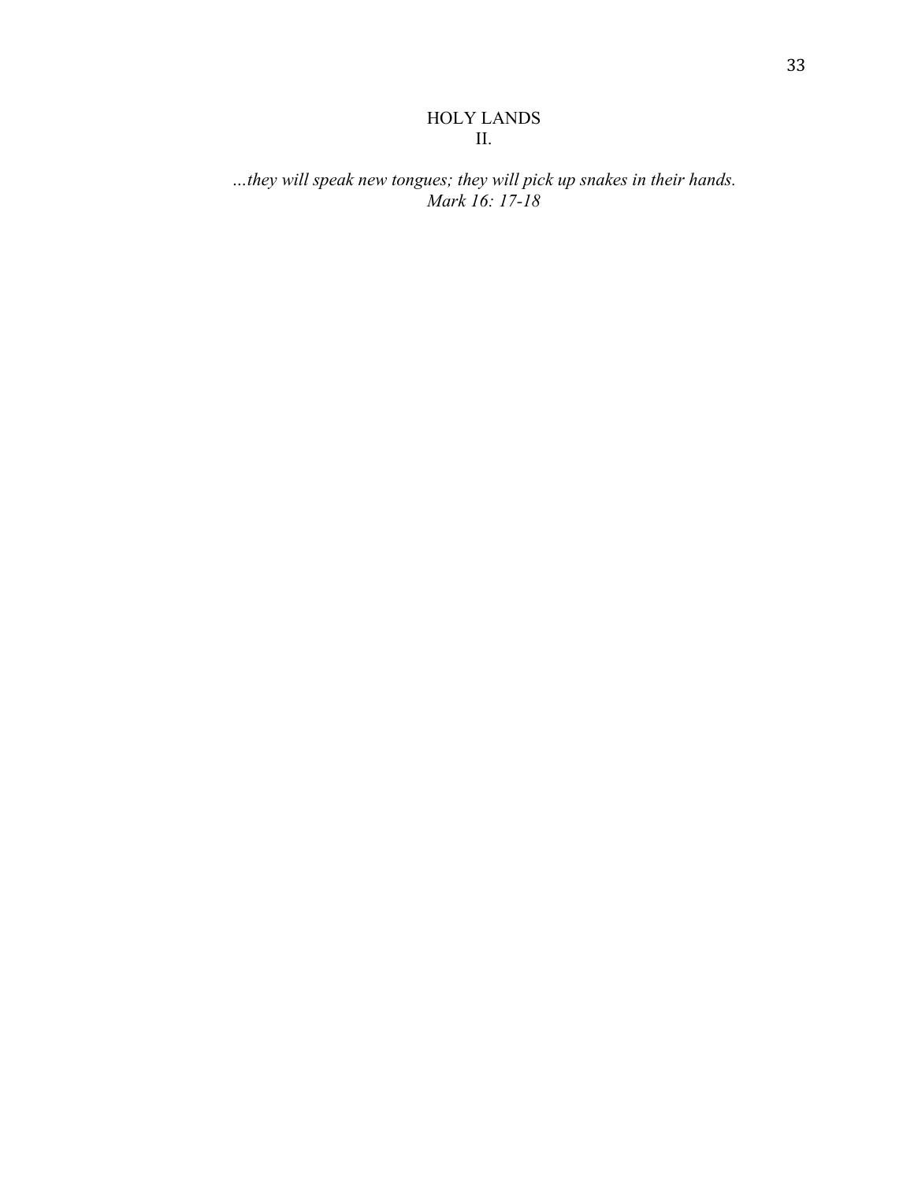# HOLY LANDS
## II.

*…they will speak new tongues; they will pick up snakes in their hands.*
*Mark 16: 17-18*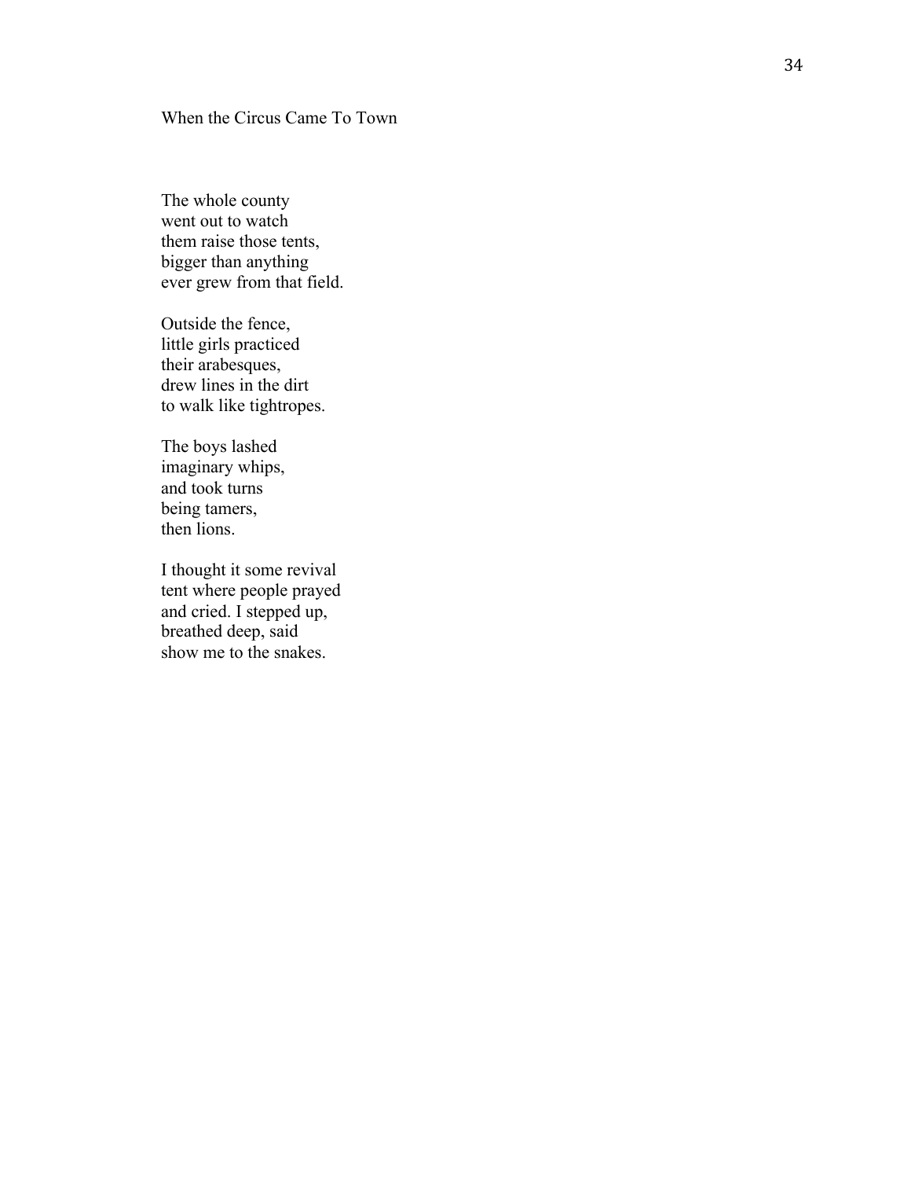## When the Circus Came To Town

The whole county  
went out to watch  
them raise those tents,  
bigger than anything  
ever grew from that field.

Outside the fence,  
little girls practiced  
their arabesques,  
drew lines in the dirt  
to walk like tightropes.

The boys lashed  
imaginary whips,  
and took turns  
being tamers,  
then lions.

I thought it some revival  
tent where people prayed  
and cried. I stepped up,  
breathed deep, said  
show me to the snakes.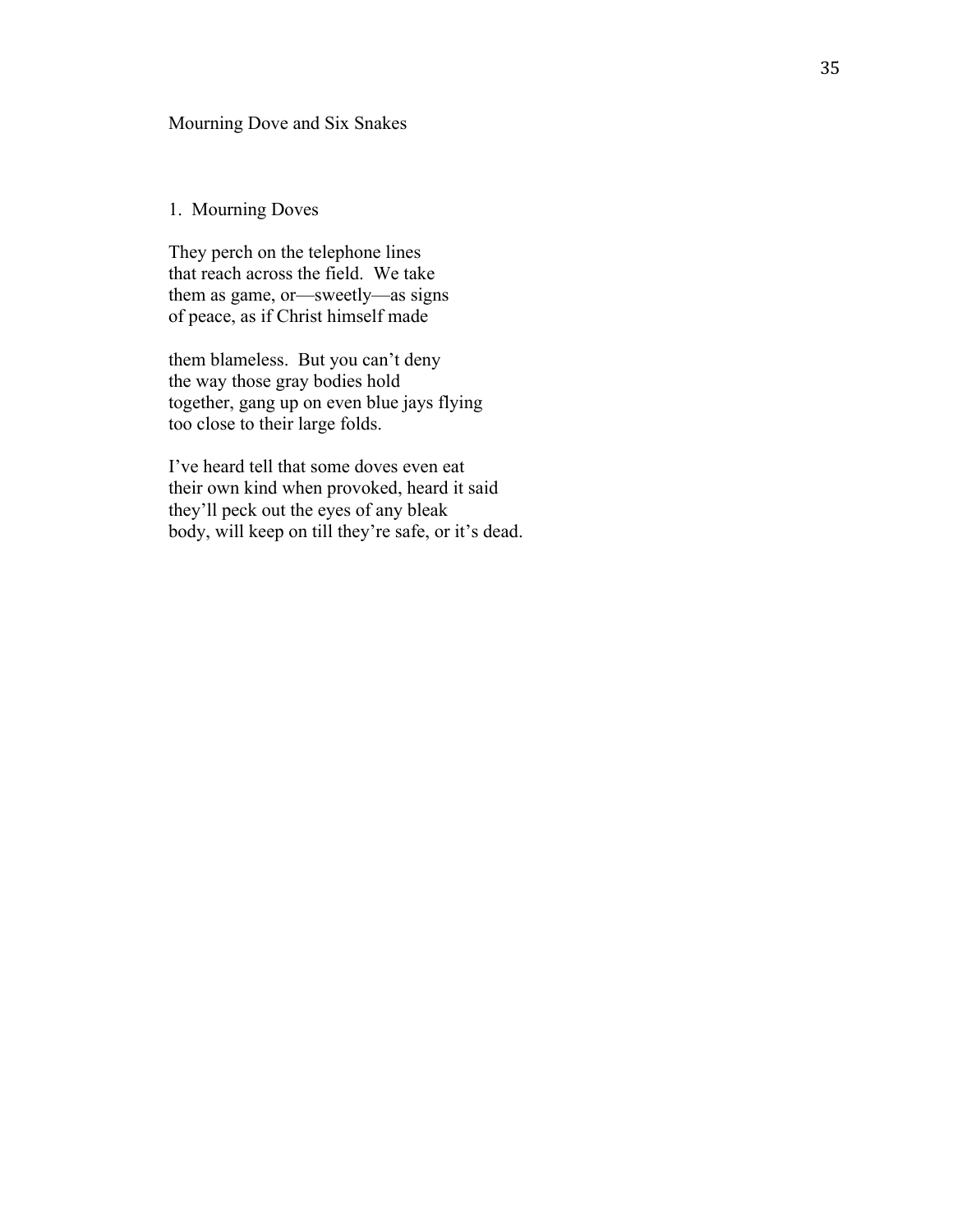## Mourning Dove and Six Snakes

### 1. Mourning Doves

They perch on the telephone lines
that reach across the field. We take
them as game, or—sweetly—as signs
of peace, as if Christ himself made

them blameless. But you can't deny
the way those gray bodies hold
together, gang up on even blue jays flying
too close to their large folds.

I've heard tell that some doves even eat
their own kind when provoked, heard it said
they'll peck out the eyes of any bleak
body, will keep on till they're safe, or it's dead.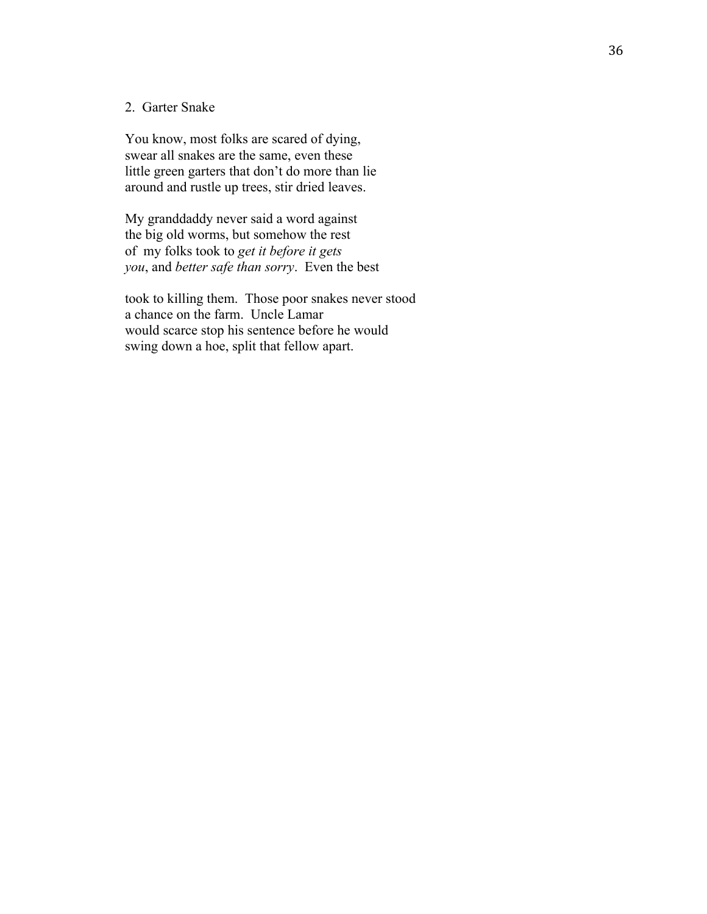2. Garter Snake

You know, most folks are scared of dying,  
swear all snakes are the same, even these  
little green garters that don't do more than lie  
around and rustle up trees, stir dried leaves.

My granddaddy never said a word against  
the big old worms, but somehow the rest  
of my folks took to *get it before it gets*  
*you*, and *better safe than sorry*. Even the best

took to killing them. Those poor snakes never stood  
a chance on the farm. Uncle Lamar  
would scarce stop his sentence before he would  
swing down a hoe, split that fellow apart.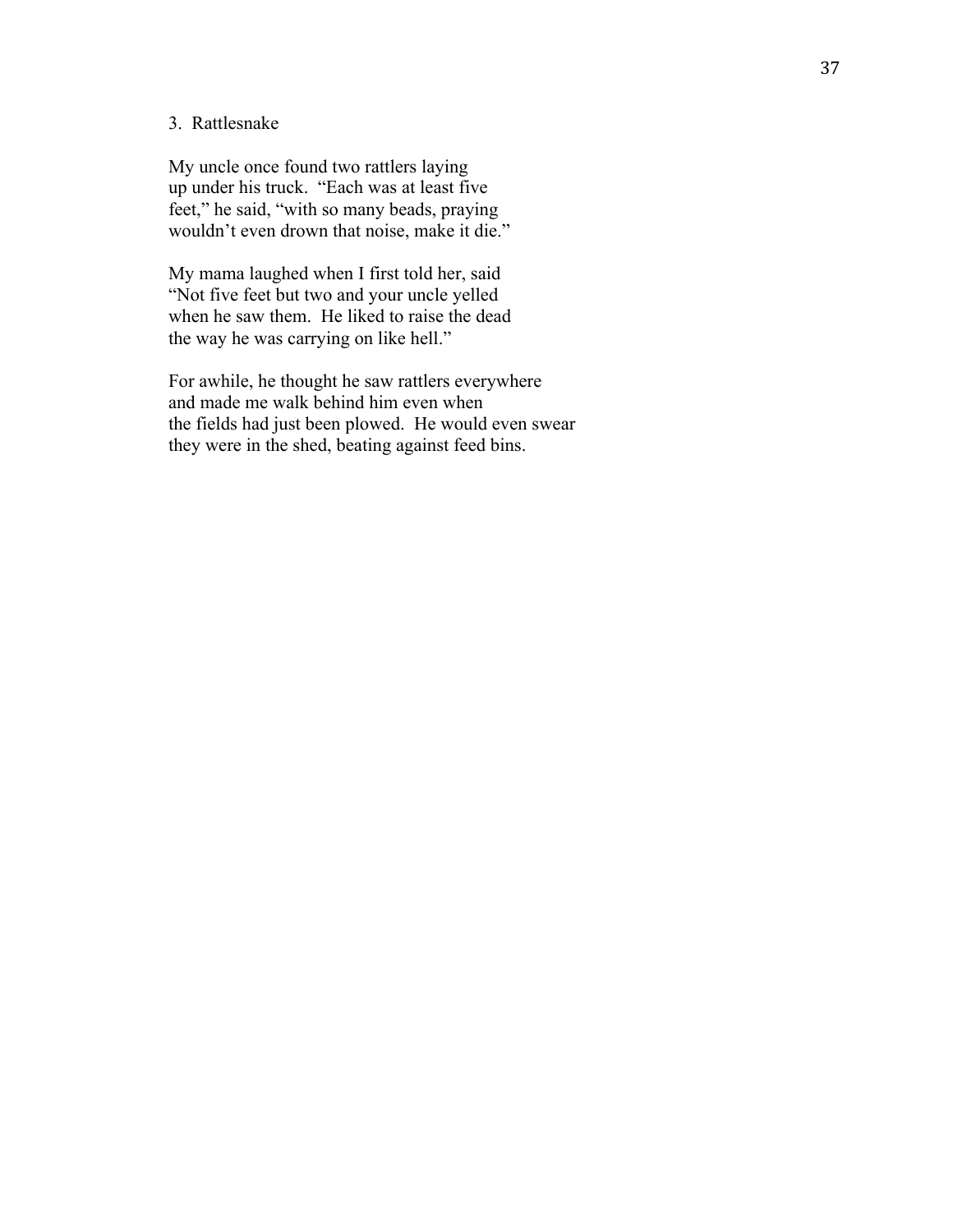3. Rattlesnake

My uncle once found two rattlers laying  
up under his truck. "Each was at least five  
feet," he said, "with so many beads, praying  
wouldn't even drown that noise, make it die."

My mama laughed when I first told her, said  
"Not five feet but two and your uncle yelled  
when he saw them. He liked to raise the dead  
the way he was carrying on like hell."

For awhile, he thought he saw rattlers everywhere  
and made me walk behind him even when  
the fields had just been plowed. He would even swear  
they were in the shed, beating against feed bins.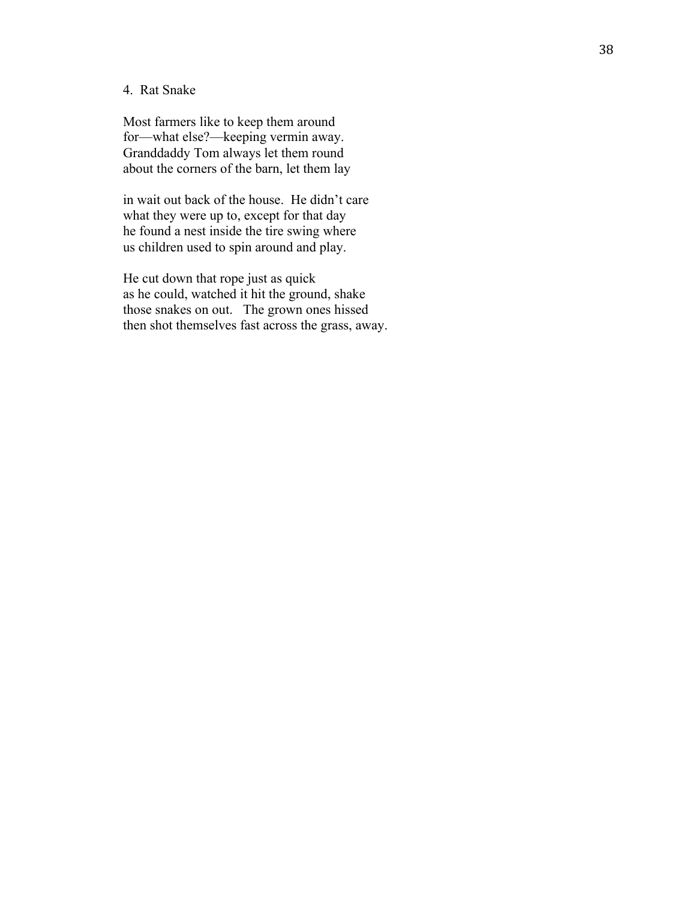4. Rat Snake

Most farmers like to keep them around  
for—what else?—keeping vermin away.  
Granddaddy Tom always let them round  
about the corners of the barn, let them lay

in wait out back of the house. He didn't care  
what they were up to, except for that day  
he found a nest inside the tire swing where  
us children used to spin around and play.

He cut down that rope just as quick  
as he could, watched it hit the ground, shake  
those snakes on out. The grown ones hissed  
then shot themselves fast across the grass, away.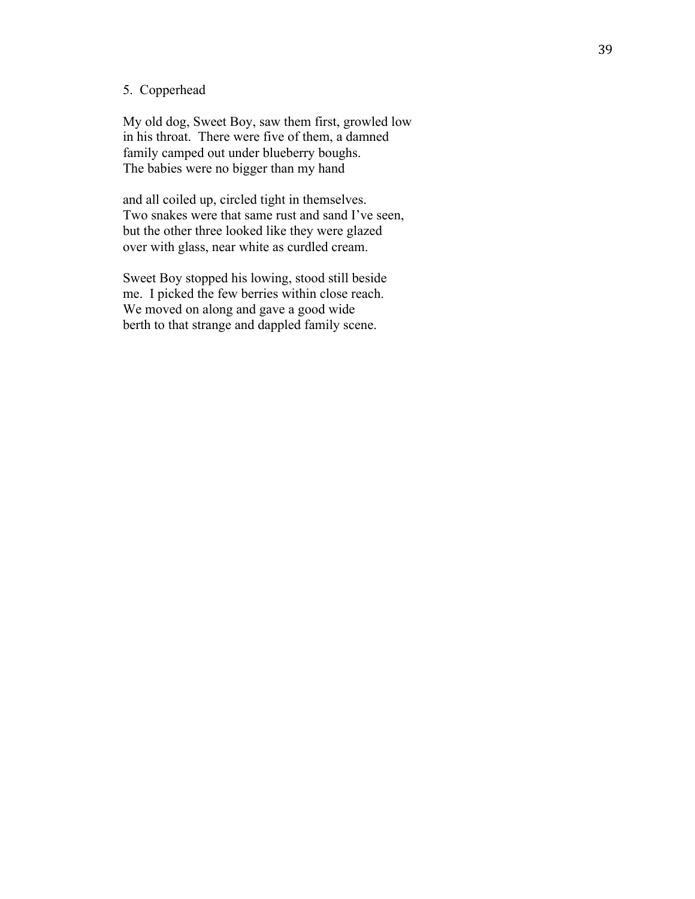5. Copperhead

My old dog, Sweet Boy, saw them first, growled low
in his throat. There were five of them, a damned
family camped out under blueberry boughs.
The babies were no bigger than my hand

and all coiled up, circled tight in themselves.
Two snakes were that same rust and sand I've seen,
but the other three looked like they were glazed
over with glass, near white as curdled cream.

Sweet Boy stopped his lowing, stood still beside
me. I picked the few berries within close reach.
We moved on along and gave a good wide
berth to that strange and dappled family scene.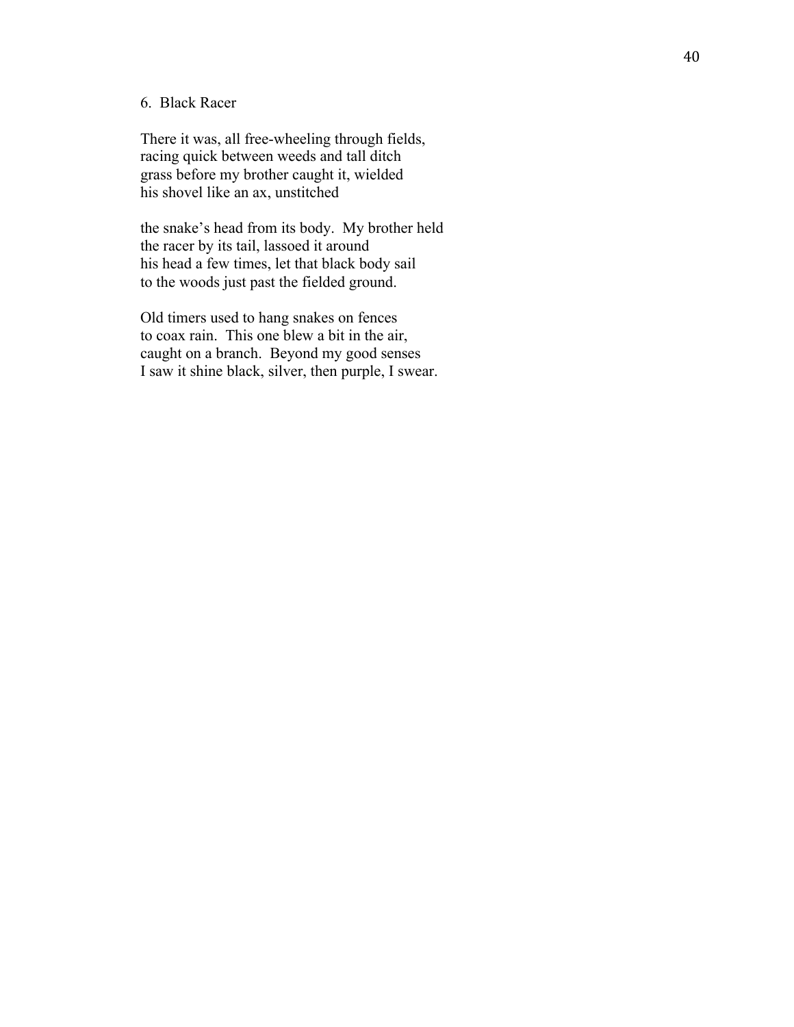6. Black Racer

There it was, all free-wheeling through fields,  
racing quick between weeds and tall ditch  
grass before my brother caught it, wielded  
his shovel like an ax, unstitched

the snake's head from its body. My brother held  
the racer by its tail, lassoed it around  
his head a few times, let that black body sail  
to the woods just past the fielded ground.

Old timers used to hang snakes on fences  
to coax rain. This one blew a bit in the air,  
caught on a branch. Beyond my good senses  
I saw it shine black, silver, then purple, I swear.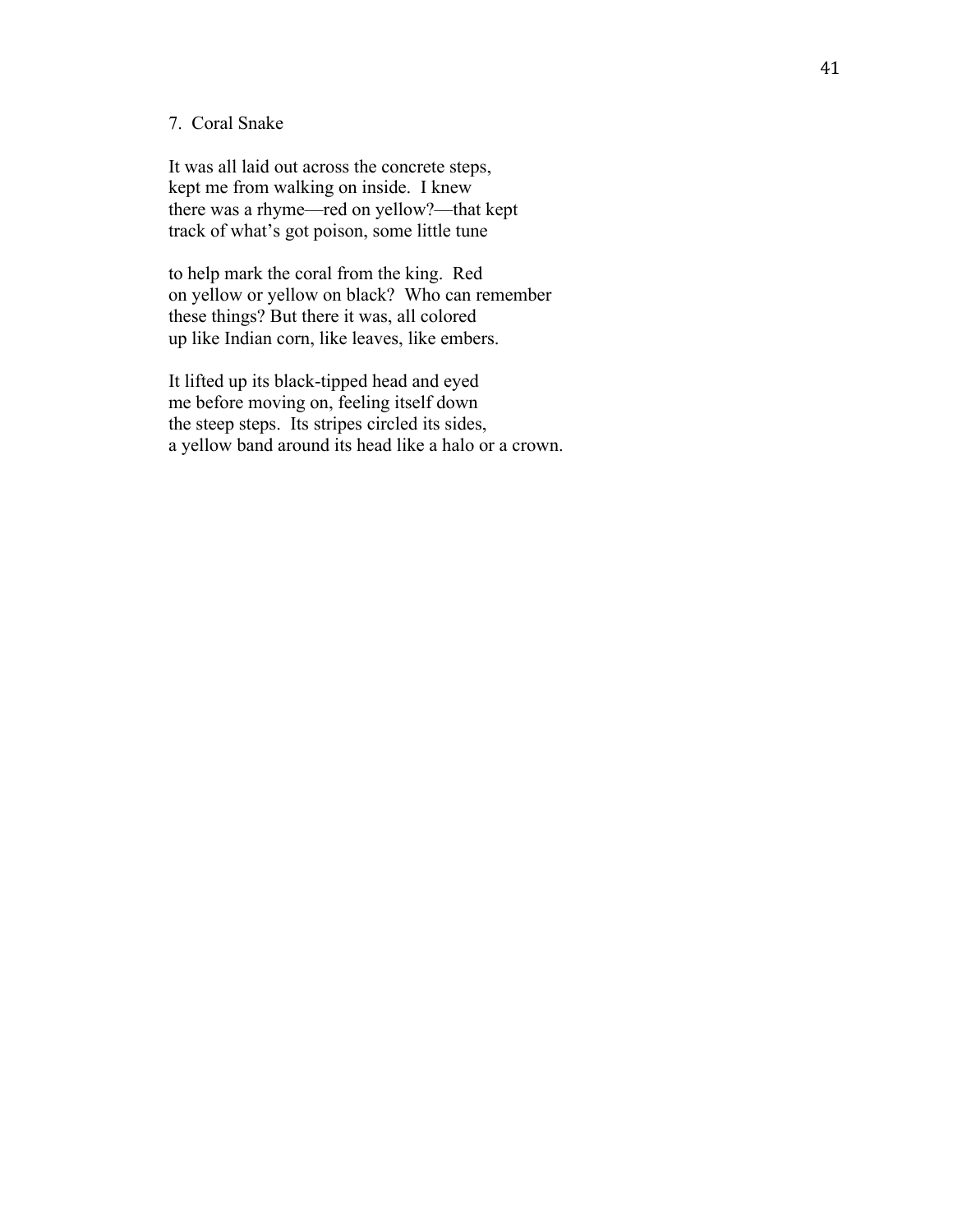## 7. Coral Snake

It was all laid out across the concrete steps,  
kept me from walking on inside. I knew  
there was a rhyme—red on yellow?—that kept  
track of what's got poison, some little tune

to help mark the coral from the king. Red  
on yellow or yellow on black? Who can remember  
these things? But there it was, all colored  
up like Indian corn, like leaves, like embers.

It lifted up its black-tipped head and eyed  
me before moving on, feeling itself down  
the steep steps. Its stripes circled its sides,  
a yellow band around its head like a halo or a crown.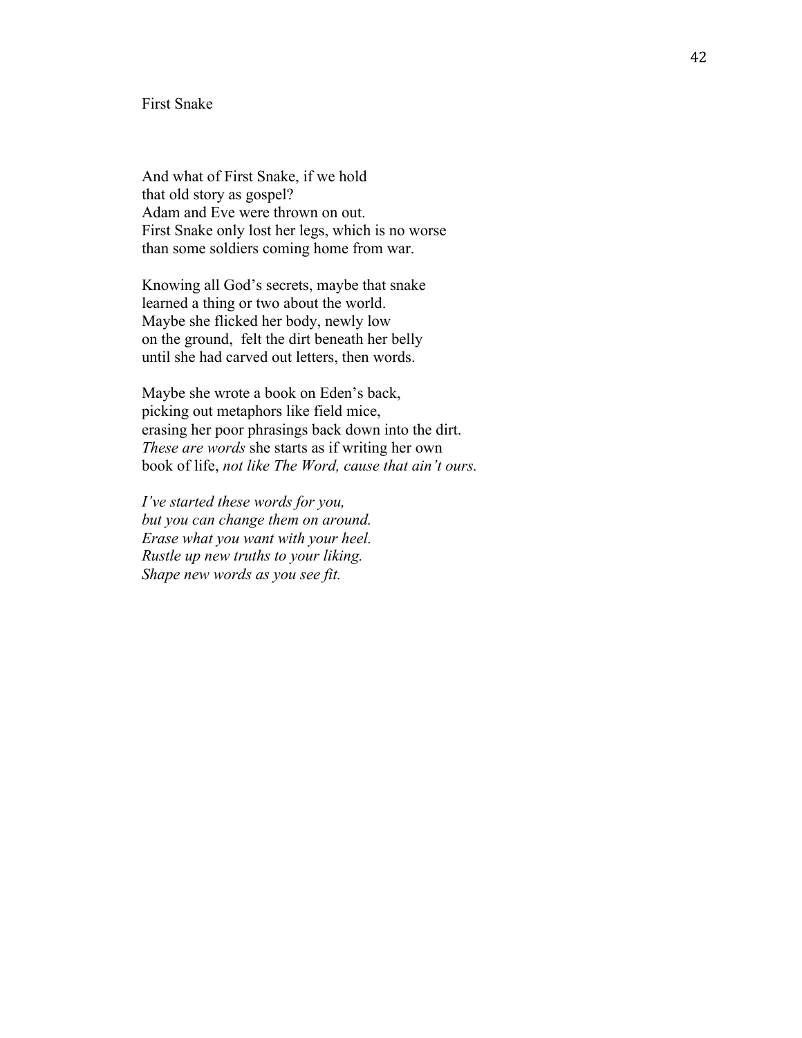# First Snake

And what of First Snake, if we hold
that old story as gospel?
Adam and Eve were thrown on out.
First Snake only lost her legs, which is no worse
than some soldiers coming home from war.

Knowing all God's secrets, maybe that snake
learned a thing or two about the world.
Maybe she flicked her body, newly low
on the ground, felt the dirt beneath her belly
until she had carved out letters, then words.

Maybe she wrote a book on Eden's back,
picking out metaphors like field mice,
erasing her poor phrasings back down into the dirt.
*These are words* she starts as if writing her own
book of life, *not like The Word, cause that ain't ours.*

*I've started these words for you,*
*but you can change them on around.*
*Erase what you want with your heel.*
*Rustle up new truths to your liking.*
*Shape new words as you see fit.*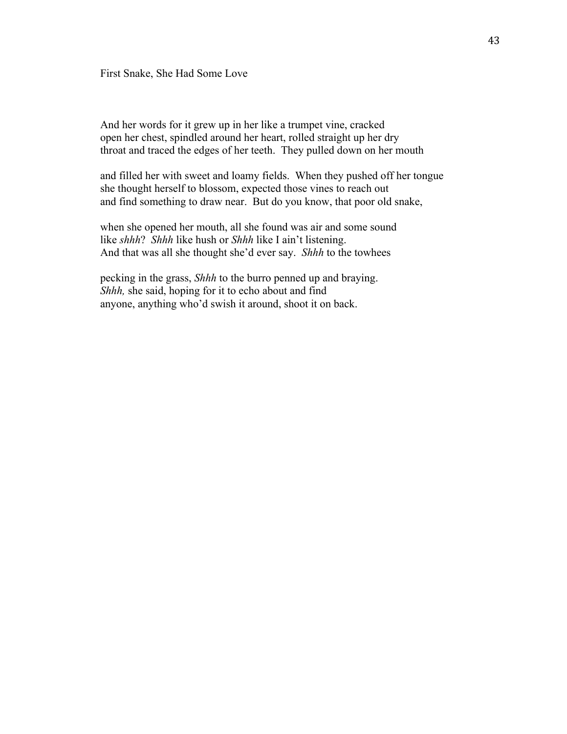# First Snake, She Had Some Love

And her words for it grew up in her like a trumpet vine, cracked
open her chest, spindled around her heart, rolled straight up her dry
throat and traced the edges of her teeth. They pulled down on her mouth

and filled her with sweet and loamy fields. When they pushed off her tongue
she thought herself to blossom, expected those vines to reach out
and find something to draw near. But do you know, that poor old snake,

when she opened her mouth, all she found was air and some sound
like *shhh*? *Shhh* like hush or *Shhh* like I ain't listening.
And that was all she thought she'd ever say. *Shhh* to the towhees

pecking in the grass, *Shhh* to the burro penned up and braying.
*Shhh,* she said, hoping for it to echo about and find
anyone, anything who'd swish it around, shoot it on back.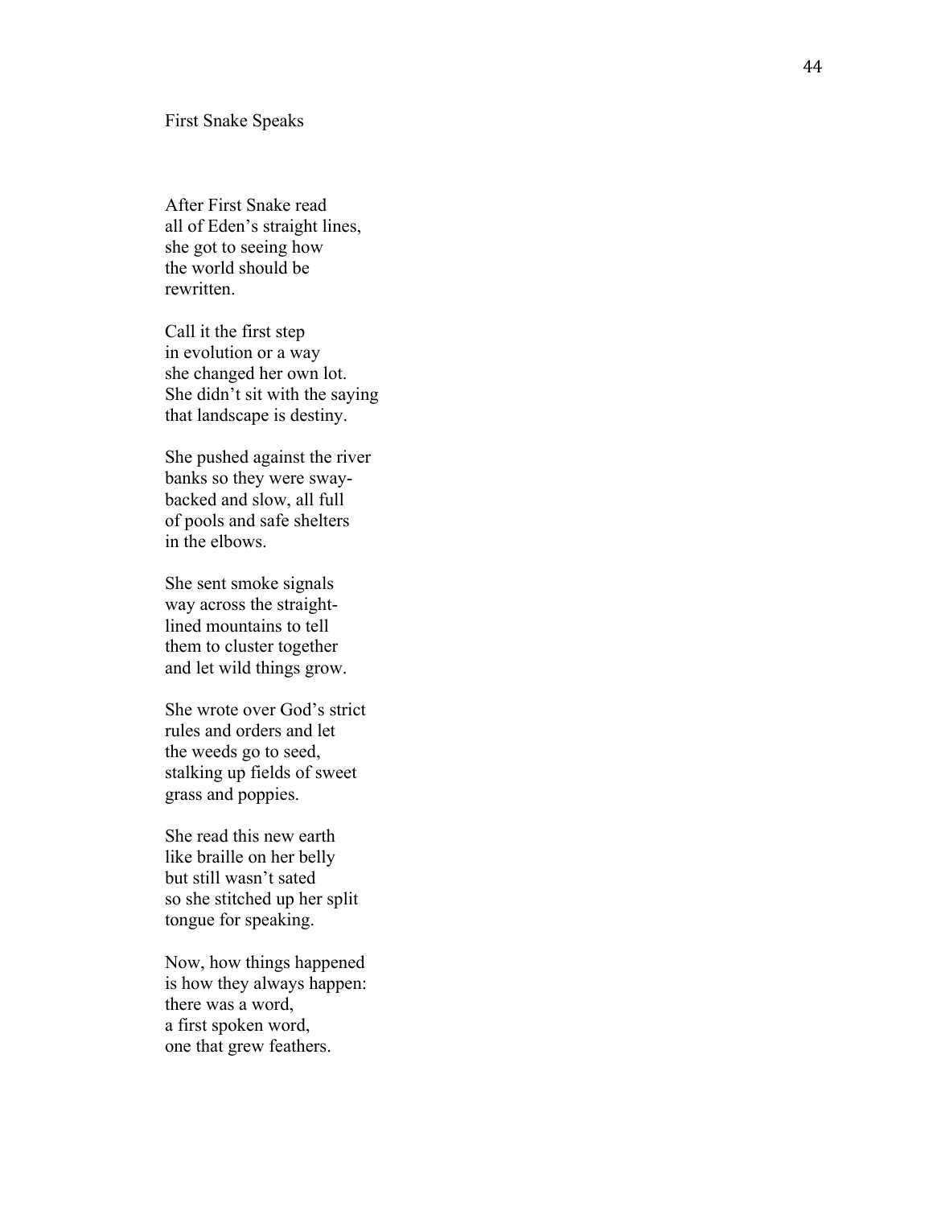# First Snake Speaks

After First Snake read
all of Eden's straight lines,
she got to seeing how
the world should be
rewritten.

Call it the first step
in evolution or a way
she changed her own lot.
She didn't sit with the saying
that landscape is destiny.

She pushed against the river
banks so they were sway-
backed and slow, all full
of pools and safe shelters
in the elbows.

She sent smoke signals
way across the straight-
lined mountains to tell
them to cluster together
and let wild things grow.

She wrote over God's strict
rules and orders and let
the weeds go to seed,
stalking up fields of sweet
grass and poppies.

She read this new earth
like braille on her belly
but still wasn't sated
so she stitched up her split
tongue for speaking.

Now, how things happened
is how they always happen:
there was a word,
a first spoken word,
one that grew feathers.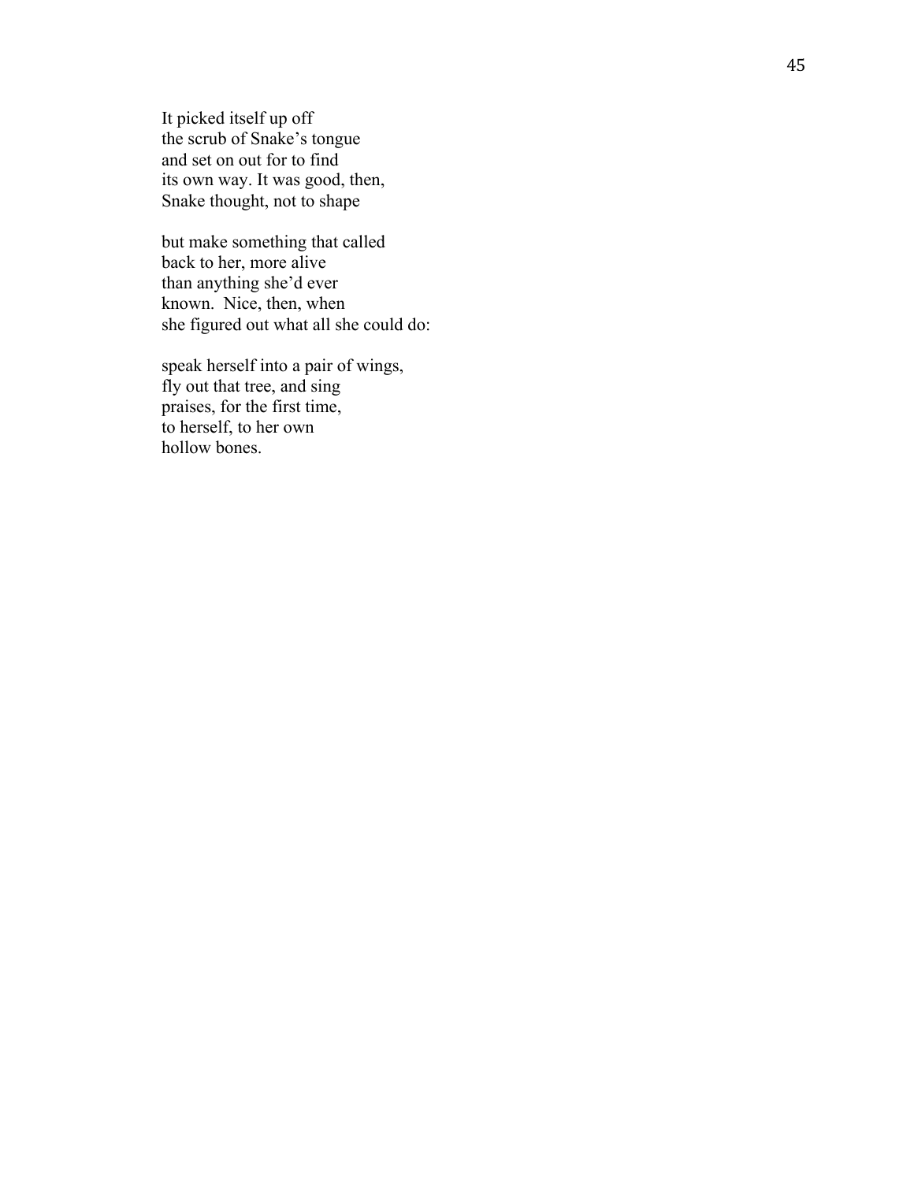It picked itself up off  
the scrub of Snake’s tongue  
and set on out for to find  
its own way. It was good, then,  
Snake thought, not to shape

but make something that called  
back to her, more alive  
than anything she’d ever  
known.  Nice, then, when  
she figured out what all she could do:

speak herself into a pair of wings,  
fly out that tree, and sing  
praises, for the first time,  
to herself, to her own  
hollow bones.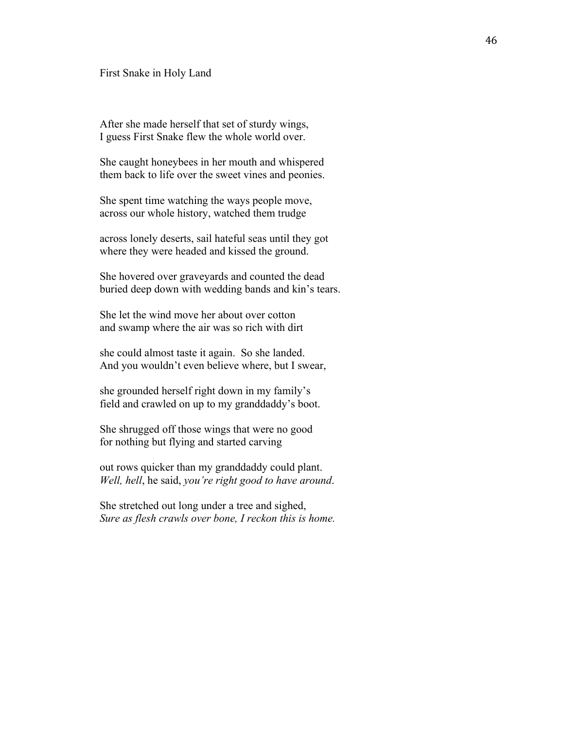# First Snake in Holy Land

After she made herself that set of sturdy wings,
I guess First Snake flew the whole world over.

She caught honeybees in her mouth and whispered
them back to life over the sweet vines and peonies.

She spent time watching the ways people move,
across our whole history, watched them trudge

across lonely deserts, sail hateful seas until they got
where they were headed and kissed the ground.

She hovered over graveyards and counted the dead
buried deep down with wedding bands and kin's tears.

She let the wind move her about over cotton
and swamp where the air was so rich with dirt

she could almost taste it again. So she landed.
And you wouldn't even believe where, but I swear,

she grounded herself right down in my family's
field and crawled on up to my granddaddy's boot.

She shrugged off those wings that were no good
for nothing but flying and started carving

out rows quicker than my granddaddy could plant.
*Well, hell*, he said, *you're right good to have around*.

She stretched out long under a tree and sighed,
*Sure as flesh crawls over bone, I reckon this is home.*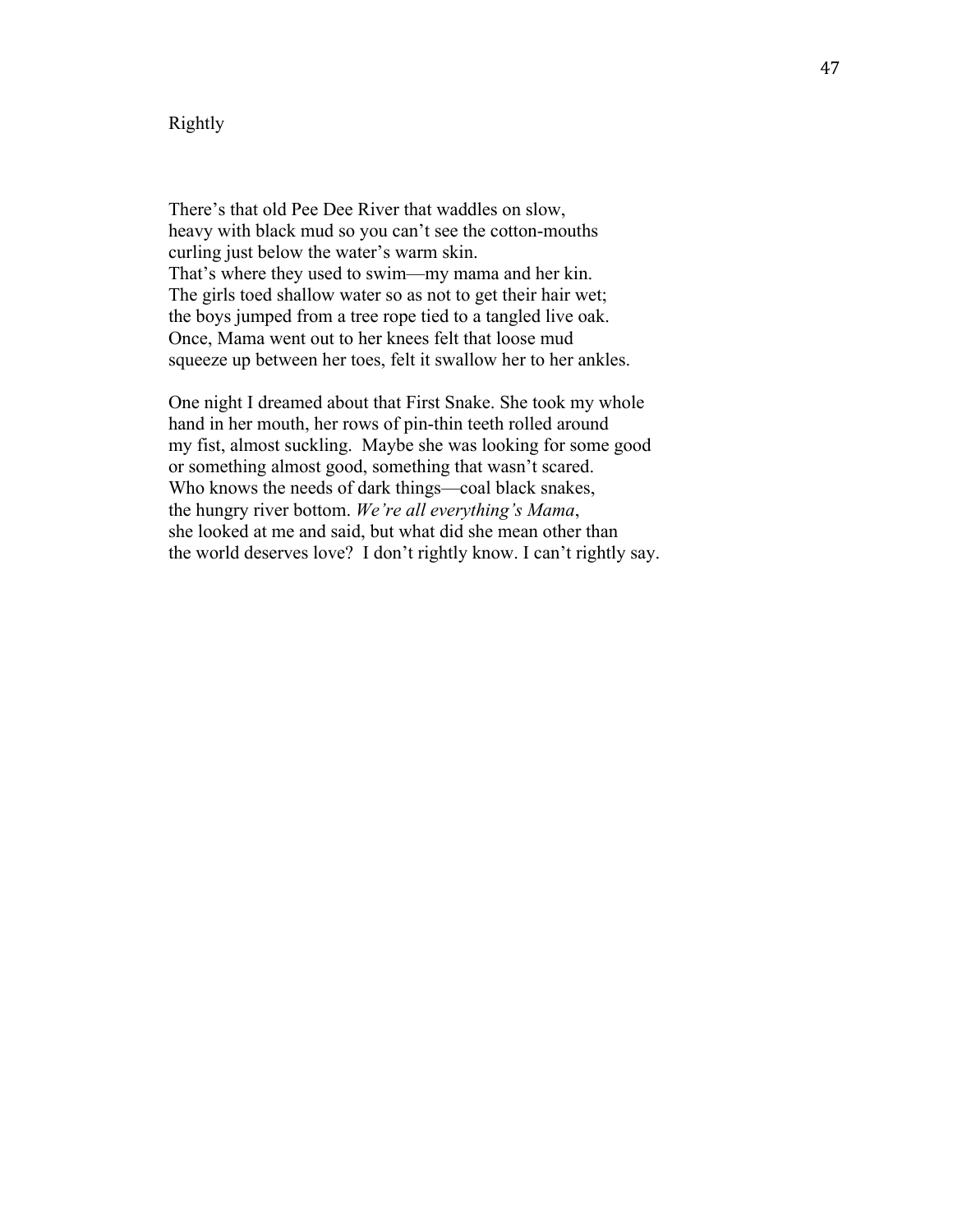# Rightly

There's that old Pee Dee River that waddles on slow,
heavy with black mud so you can't see the cotton-mouths
curling just below the water's warm skin.
That's where they used to swim—my mama and her kin.
The girls toed shallow water so as not to get their hair wet;
the boys jumped from a tree rope tied to a tangled live oak.
Once, Mama went out to her knees felt that loose mud
squeeze up between her toes, felt it swallow her to her ankles.

One night I dreamed about that First Snake. She took my whole
hand in her mouth, her rows of pin-thin teeth rolled around
my fist, almost suckling. Maybe she was looking for some good
or something almost good, something that wasn't scared.
Who knows the needs of dark things—coal black snakes,
the hungry river bottom. *We're all everything's Mama*,
she looked at me and said, but what did she mean other than
the world deserves love? I don't rightly know. I can't rightly say.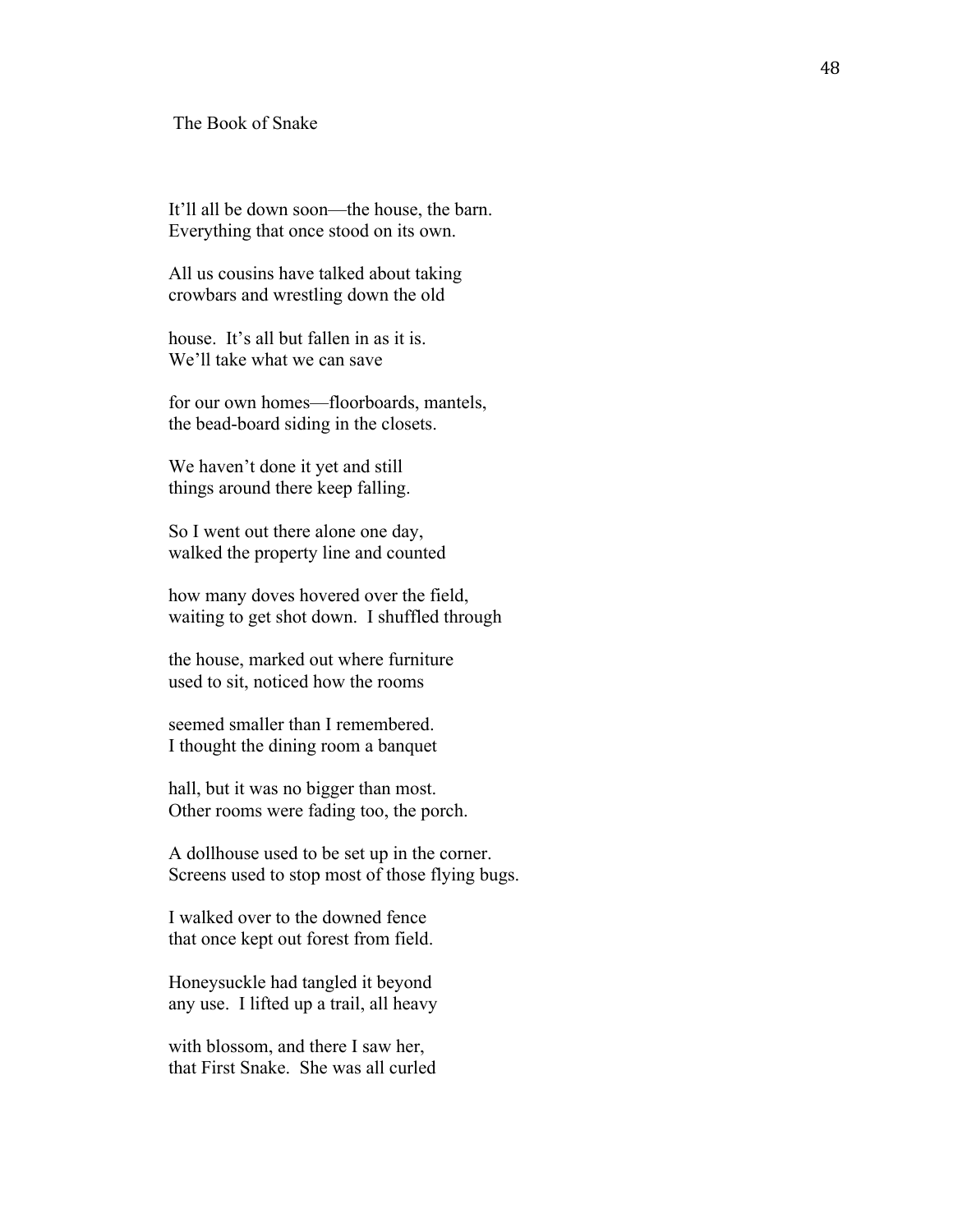# The Book of Snake

It'll all be down soon—the house, the barn.
Everything that once stood on its own.

All us cousins have talked about taking
crowbars and wrestling down the old

house. It's all but fallen in as it is.
We'll take what we can save

for our own homes—floorboards, mantels,
the bead-board siding in the closets.

We haven't done it yet and still
things around there keep falling.

So I went out there alone one day,
walked the property line and counted

how many doves hovered over the field,
waiting to get shot down. I shuffled through

the house, marked out where furniture
used to sit, noticed how the rooms

seemed smaller than I remembered.
I thought the dining room a banquet

hall, but it was no bigger than most.
Other rooms were fading too, the porch.

A dollhouse used to be set up in the corner.
Screens used to stop most of those flying bugs.

I walked over to the downed fence
that once kept out forest from field.

Honeysuckle had tangled it beyond
any use. I lifted up a trail, all heavy

with blossom, and there I saw her,
that First Snake. She was all curled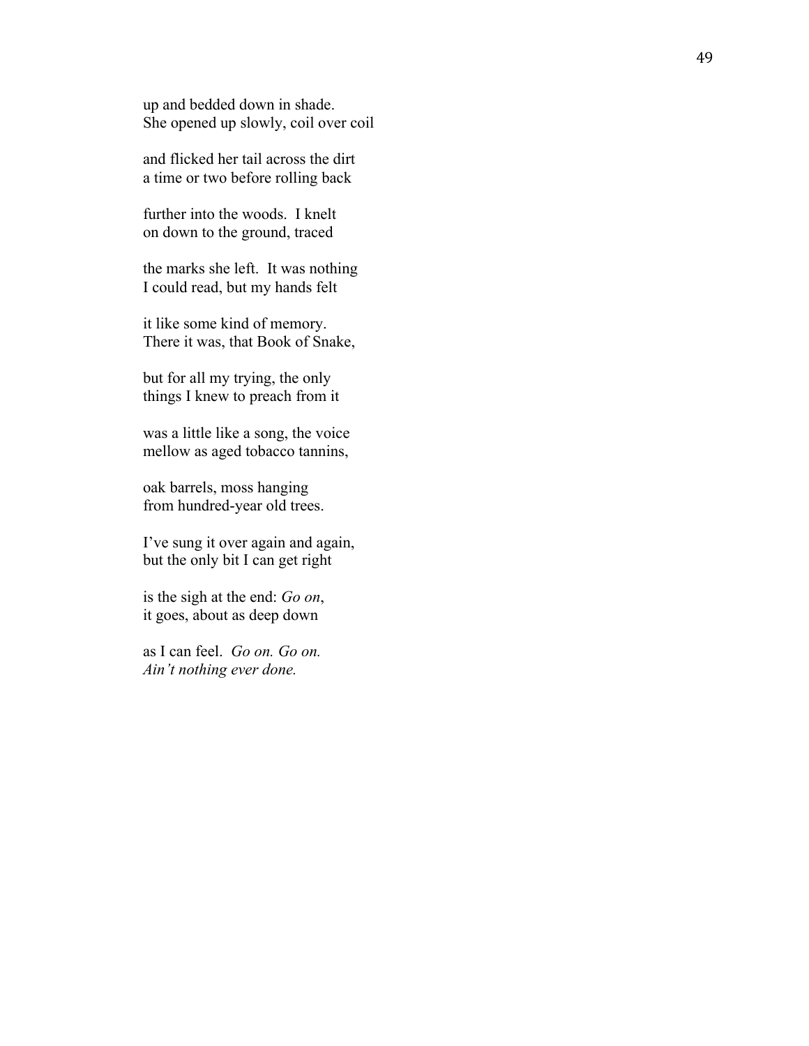up and bedded down in shade.
She opened up slowly, coil over coil

and flicked her tail across the dirt
a time or two before rolling back

further into the woods.  I knelt
on down to the ground, traced

the marks she left.  It was nothing
I could read, but my hands felt

it like some kind of memory.
There it was, that Book of Snake,

but for all my trying, the only
things I knew to preach from it

was a little like a song, the voice
mellow as aged tobacco tannins,

oak barrels, moss hanging
from hundred-year old trees.

I've sung it over again and again,
but the only bit I can get right

is the sigh at the end: *Go on*,
it goes, about as deep down

as I can feel.  *Go on. Go on.*
*Ain't nothing ever done.*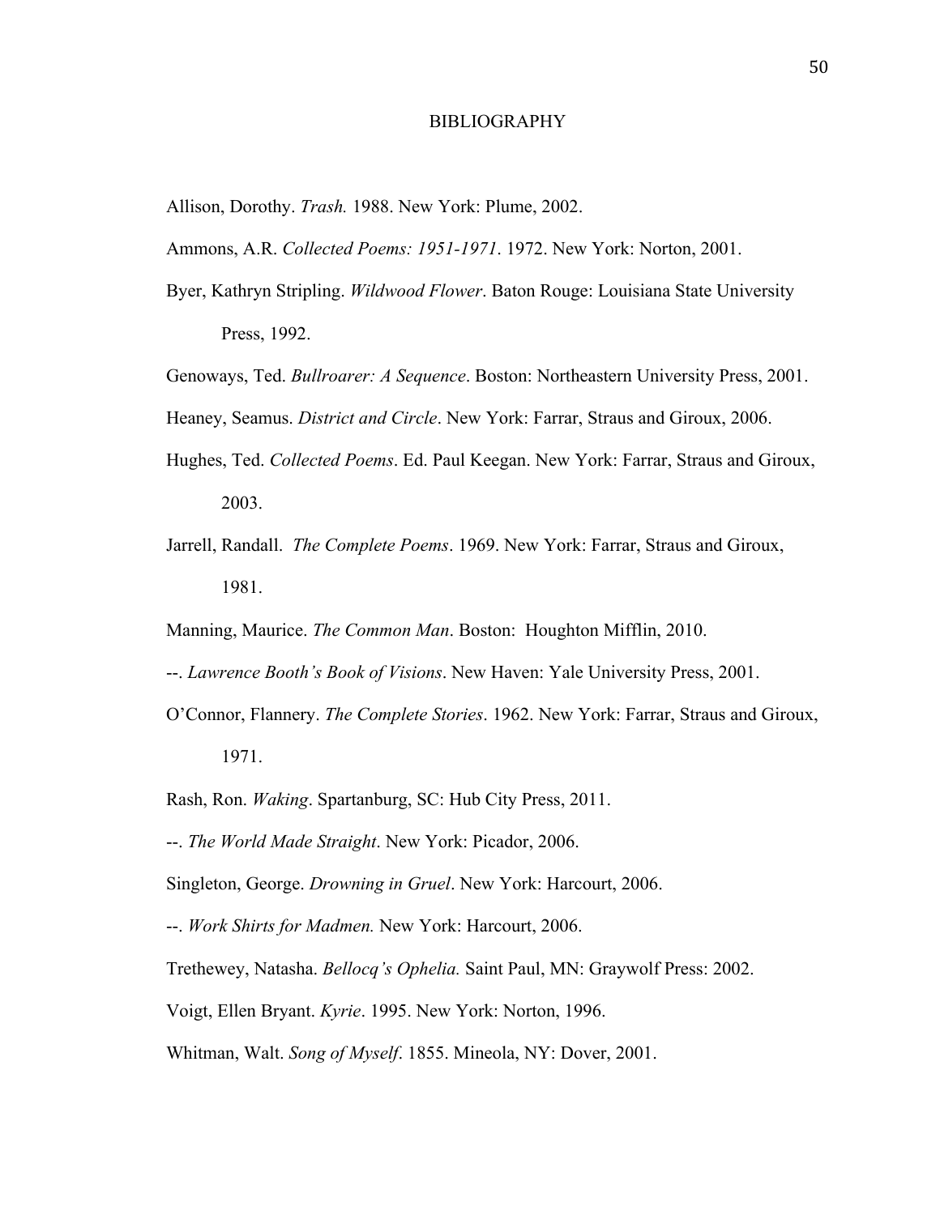# BIBLIOGRAPHY

Allison, Dorothy. *Trash.* 1988. New York: Plume, 2002.

Ammons, A.R. *Collected Poems: 1951-1971*. 1972. New York: Norton, 2001.

Byer, Kathryn Stripling. *Wildwood Flower*. Baton Rouge: Louisiana State University Press, 1992.

Genoways, Ted. *Bullroarer: A Sequence*. Boston: Northeastern University Press, 2001.

Heaney, Seamus. *District and Circle*. New York: Farrar, Straus and Giroux, 2006.

Hughes, Ted. *Collected Poems*. Ed. Paul Keegan. New York: Farrar, Straus and Giroux, 2003.

Jarrell, Randall. *The Complete Poems*. 1969. New York: Farrar, Straus and Giroux, 1981.

Manning, Maurice. *The Common Man*. Boston: Houghton Mifflin, 2010.

--. *Lawrence Booth's Book of Visions*. New Haven: Yale University Press, 2001.

O'Connor, Flannery. *The Complete Stories*. 1962. New York: Farrar, Straus and Giroux, 1971.

Rash, Ron. *Waking*. Spartanburg, SC: Hub City Press, 2011.

--. *The World Made Straight*. New York: Picador, 2006.

Singleton, George. *Drowning in Gruel*. New York: Harcourt, 2006.

--. *Work Shirts for Madmen.* New York: Harcourt, 2006.

Trethewey, Natasha. *Bellocq's Ophelia.* Saint Paul, MN: Graywolf Press: 2002.

Voigt, Ellen Bryant. *Kyrie*. 1995. New York: Norton, 1996.

Whitman, Walt. *Song of Myself*. 1855. Mineola, NY: Dover, 2001.